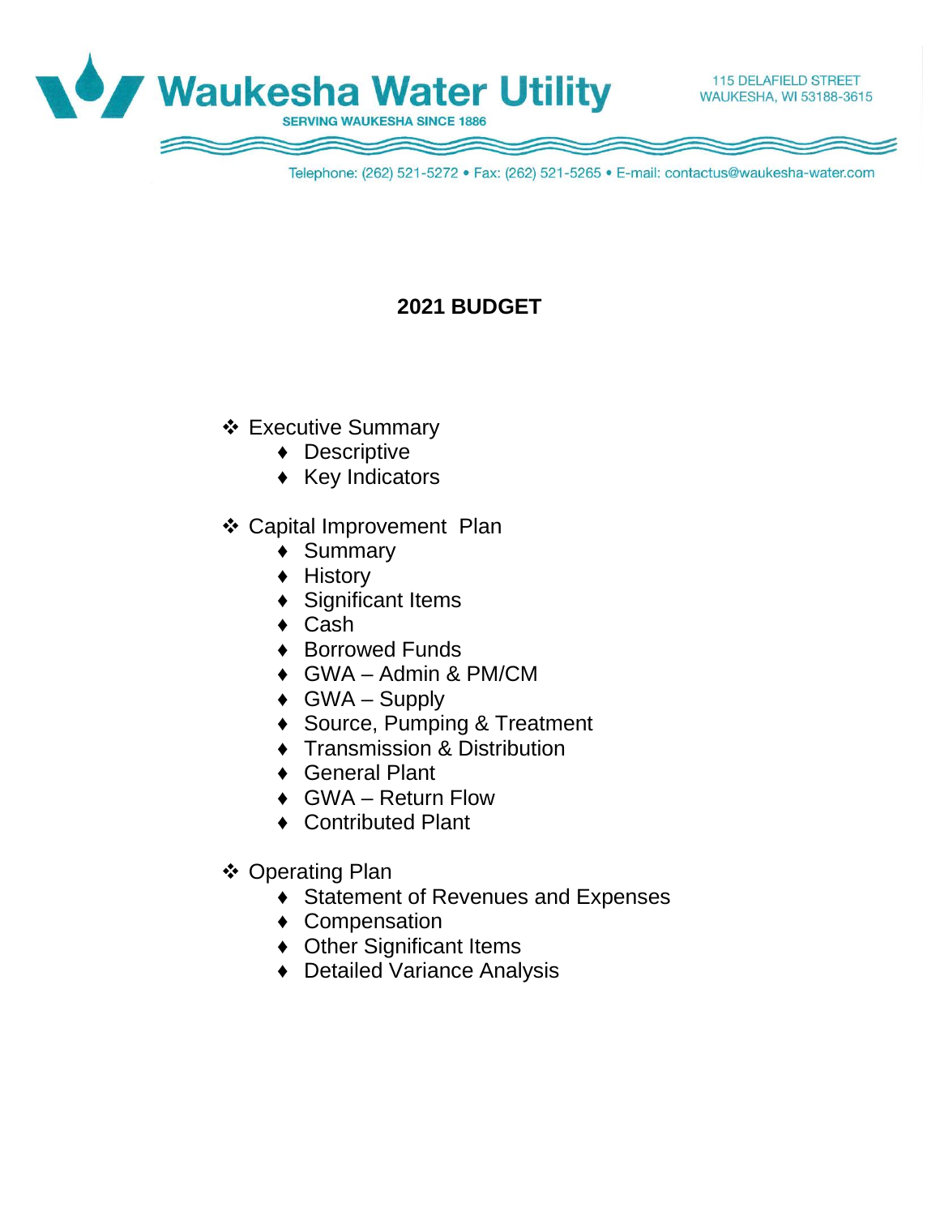# Waukesha Water Utility

SERVING WAUKESHA SINCE 1886

115 DELAFIELD STREET
WAUKESHA, WI 53188-3615

Telephone: (262) 521-5272 • Fax: (262) 521-5265 • E-mail: contactus@waukesha-water.com

## 2021 BUDGET

- Executive Summary
  - Descriptive
  - Key Indicators
- Capital Improvement Plan
  - Summary
  - History
  - Significant Items
  - Cash
  - Borrowed Funds
  - GWA – Admin & PM/CM
  - GWA – Supply
  - Source, Pumping & Treatment
  - Transmission & Distribution
  - General Plant
  - GWA – Return Flow
  - Contributed Plant
- Operating Plan
  - Statement of Revenues and Expenses
  - Compensation
  - Other Significant Items
  - Detailed Variance Analysis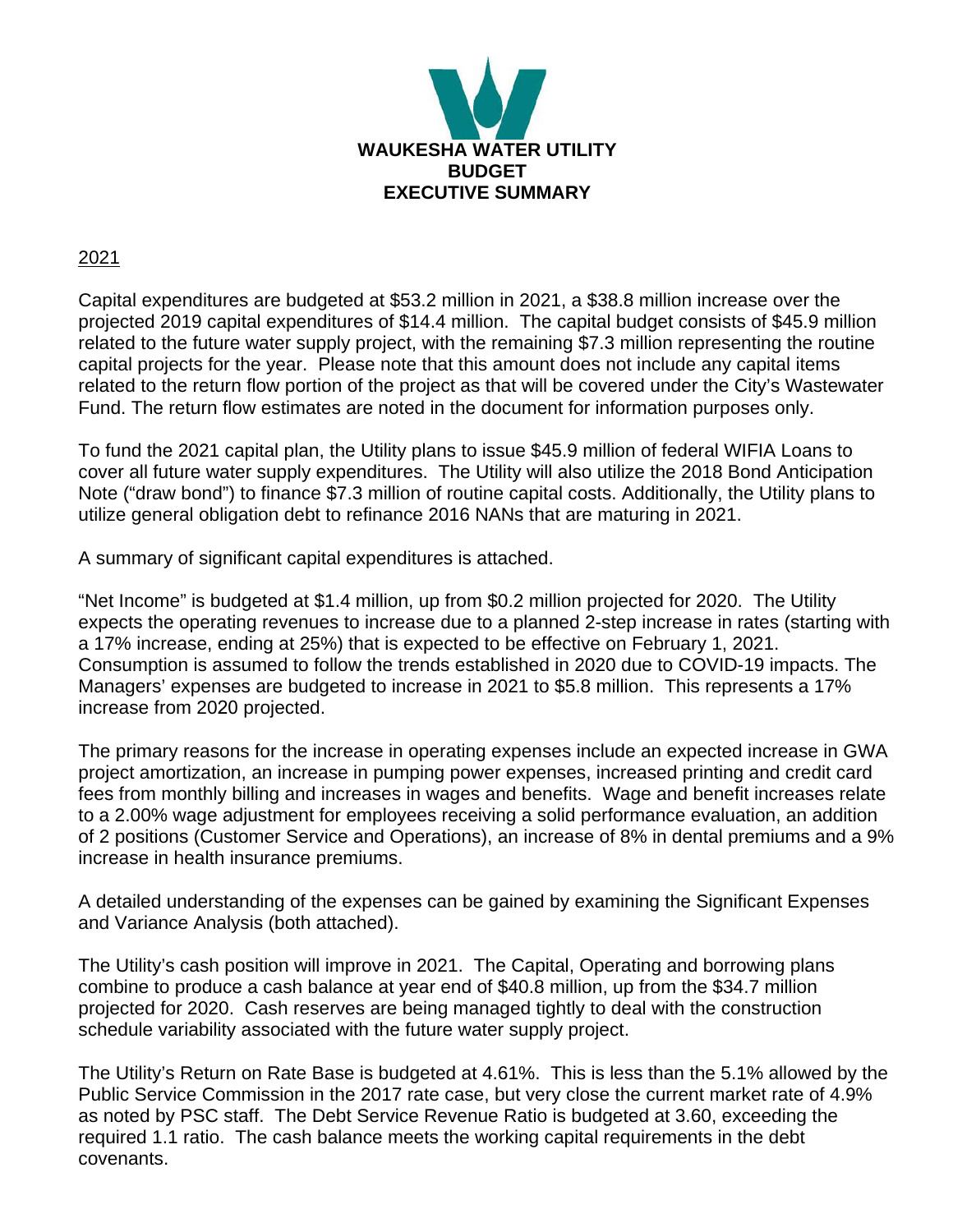# WAUKESHA WATER UTILITY
# BUDGET
# EXECUTIVE SUMMARY

2021

Capital expenditures are budgeted at $53.2 million in 2021, a $38.8 million increase over the projected 2019 capital expenditures of $14.4 million. The capital budget consists of $45.9 million related to the future water supply project, with the remaining $7.3 million representing the routine capital projects for the year. Please note that this amount does not include any capital items related to the return flow portion of the project as that will be covered under the City's Wastewater Fund. The return flow estimates are noted in the document for information purposes only.

To fund the 2021 capital plan, the Utility plans to issue $45.9 million of federal WIFIA Loans to cover all future water supply expenditures. The Utility will also utilize the 2018 Bond Anticipation Note ("draw bond") to finance $7.3 million of routine capital costs. Additionally, the Utility plans to utilize general obligation debt to refinance 2016 NANs that are maturing in 2021.

A summary of significant capital expenditures is attached.

"Net Income" is budgeted at $1.4 million, up from $0.2 million projected for 2020. The Utility expects the operating revenues to increase due to a planned 2-step increase in rates (starting with a 17% increase, ending at 25%) that is expected to be effective on February 1, 2021. Consumption is assumed to follow the trends established in 2020 due to COVID-19 impacts. The Managers' expenses are budgeted to increase in 2021 to $5.8 million. This represents a 17% increase from 2020 projected.

The primary reasons for the increase in operating expenses include an expected increase in GWA project amortization, an increase in pumping power expenses, increased printing and credit card fees from monthly billing and increases in wages and benefits. Wage and benefit increases relate to a 2.00% wage adjustment for employees receiving a solid performance evaluation, an addition of 2 positions (Customer Service and Operations), an increase of 8% in dental premiums and a 9% increase in health insurance premiums.

A detailed understanding of the expenses can be gained by examining the Significant Expenses and Variance Analysis (both attached).

The Utility's cash position will improve in 2021. The Capital, Operating and borrowing plans combine to produce a cash balance at year end of $40.8 million, up from the $34.7 million projected for 2020. Cash reserves are being managed tightly to deal with the construction schedule variability associated with the future water supply project.

The Utility's Return on Rate Base is budgeted at 4.61%. This is less than the 5.1% allowed by the Public Service Commission in the 2017 rate case, but very close the current market rate of 4.9% as noted by PSC staff. The Debt Service Revenue Ratio is budgeted at 3.60, exceeding the required 1.1 ratio. The cash balance meets the working capital requirements in the debt covenants.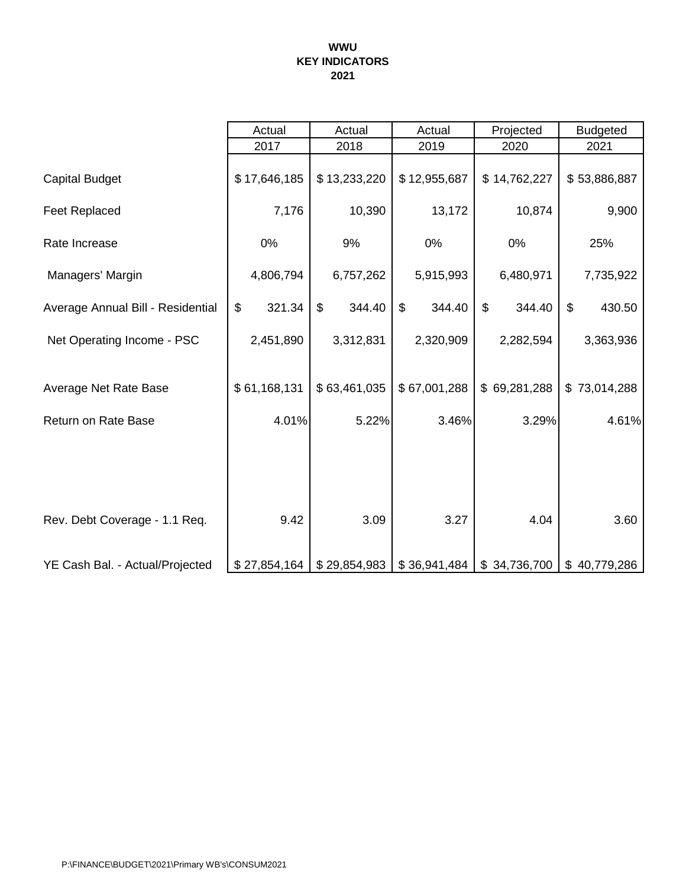**WWU**
**KEY INDICATORS**
**2021**

| | Actual 2017 | Actual 2018 | Actual 2019 | Projected 2020 | Budgeted 2021 |
|---|---|---|---|---|---|
| Capital Budget | $ 17,646,185 | $ 13,233,220 | $ 12,955,687 | $ 14,762,227 | $ 53,886,887 |
| Feet Replaced | 7,176 | 10,390 | 13,172 | 10,874 | 9,900 |
| Rate Increase | 0% | 9% | 0% | 0% | 25% |
| Managers' Margin | 4,806,794 | 6,757,262 | 5,915,993 | 6,480,971 | 7,735,922 |
| Average Annual Bill - Residential | $ 321.34 | $ 344.40 | $ 344.40 | $ 344.40 | $ 430.50 |
| Net Operating Income - PSC | 2,451,890 | 3,312,831 | 2,320,909 | 2,282,594 | 3,363,936 |
| Average Net Rate Base | $ 61,168,131 | $ 63,461,035 | $ 67,001,288 | $ 69,281,288 | $ 73,014,288 |
| Return on Rate Base | 4.01% | 5.22% | 3.46% | 3.29% | 4.61% |
| Rev. Debt Coverage - 1.1 Req. | 9.42 | 3.09 | 3.27 | 4.04 | 3.60 |
| YE Cash Bal. - Actual/Projected | $ 27,854,164 | $ 29,854,983 | $ 36,941,484 | $ 34,736,700 | $ 40,779,286 |

P:\FINANCE\BUDGET\2021\Primary WB's\CONSUM2021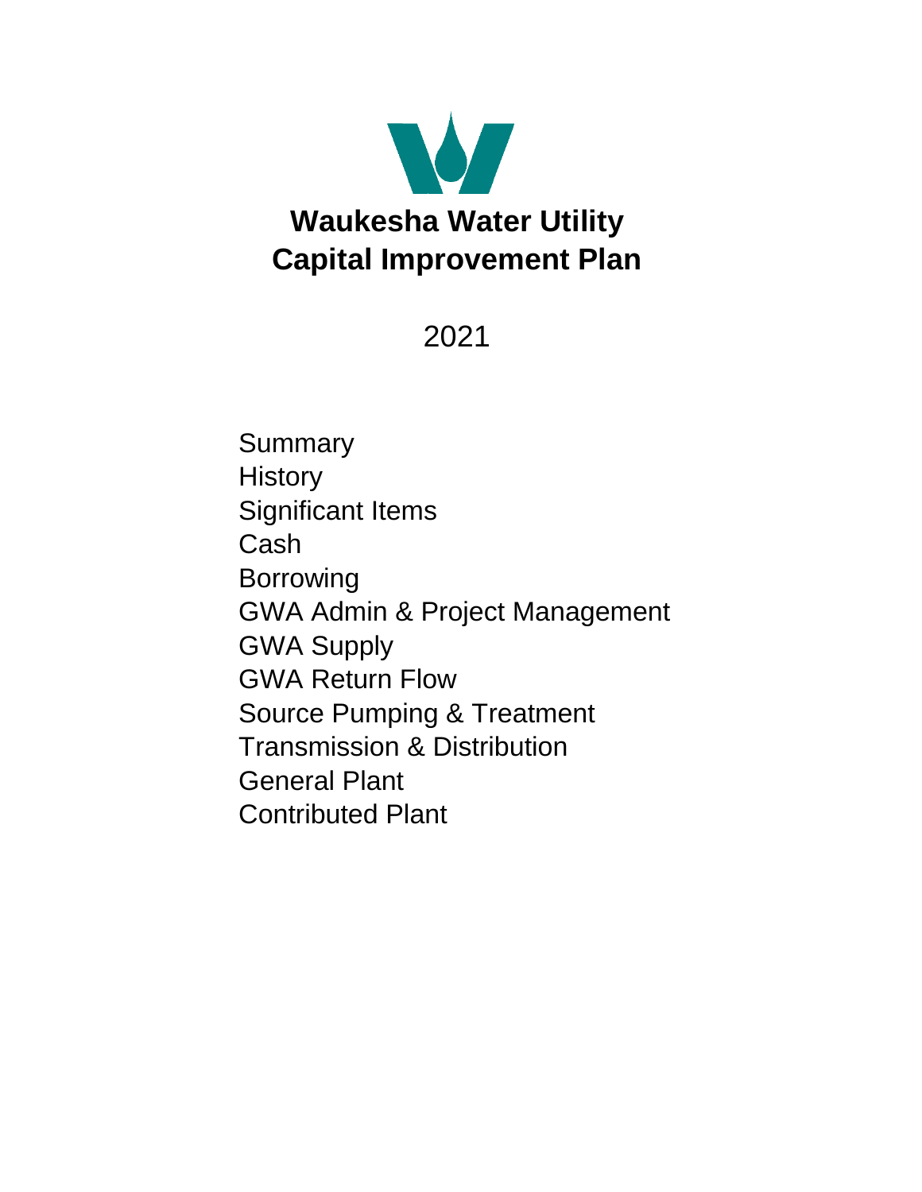# Waukesha Water Utility
# Capital Improvement Plan

2021

- Summary
- History
- Significant Items
- Cash
- Borrowing
- GWA Admin & Project Management
- GWA Supply
- GWA Return Flow
- Source Pumping & Treatment
- Transmission & Distribution
- General Plant
- Contributed Plant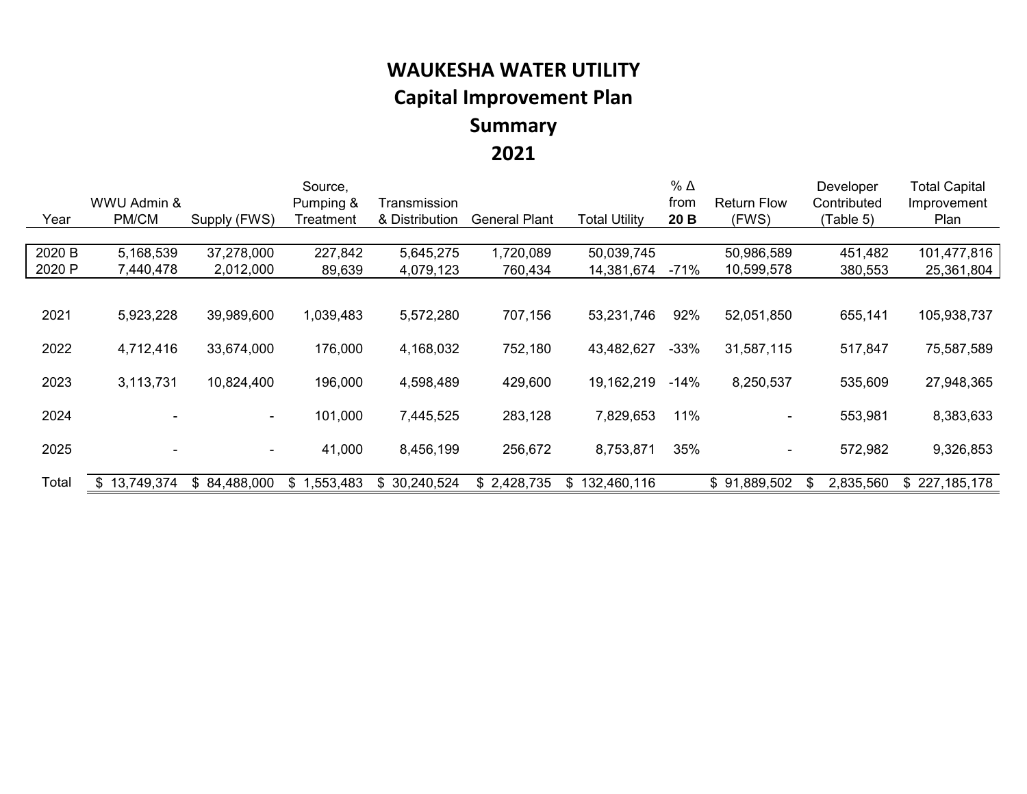# WAUKESHA WATER UTILITY
## Capital Improvement Plan
## Summary
## 2021

| Year | WWU Admin & PM/CM | Supply (FWS) | Source, Pumping & Treatment | Transmission & Distribution | General Plant | Total Utility | % Δ from **20 B** | Return Flow (FWS) | Developer Contributed (Table 5) | Total Capital Improvement Plan |
|---|---|---|---|---|---|---|---|---|---|---|
| 2020 B | 5,168,539 | 37,278,000 | 227,842 | 5,645,275 | 1,720,089 | 50,039,745 | | 50,986,589 | 451,482 | 101,477,816 |
| 2020 P | 7,440,478 | 2,012,000 | 89,639 | 4,079,123 | 760,434 | 14,381,674 | -71% | 10,599,578 | 380,553 | 25,361,804 |
| 2021 | 5,923,228 | 39,989,600 | 1,039,483 | 5,572,280 | 707,156 | 53,231,746 | 92% | 52,051,850 | 655,141 | 105,938,737 |
| 2022 | 4,712,416 | 33,674,000 | 176,000 | 4,168,032 | 752,180 | 43,482,627 | -33% | 31,587,115 | 517,847 | 75,587,589 |
| 2023 | 3,113,731 | 10,824,400 | 196,000 | 4,598,489 | 429,600 | 19,162,219 | -14% | 8,250,537 | 535,609 | 27,948,365 |
| 2024 | - | - | 101,000 | 7,445,525 | 283,128 | 7,829,653 | 11% | - | 553,981 | 8,383,633 |
| 2025 | - | - | 41,000 | 8,456,199 | 256,672 | 8,753,871 | 35% | - | 572,982 | 9,326,853 |
| Total | $ 13,749,374 | $ 84,488,000 | $ 1,553,483 | $ 30,240,524 | $ 2,428,735 | $ 132,460,116 | | $ 91,889,502 | $ 2,835,560 | $ 227,185,178 |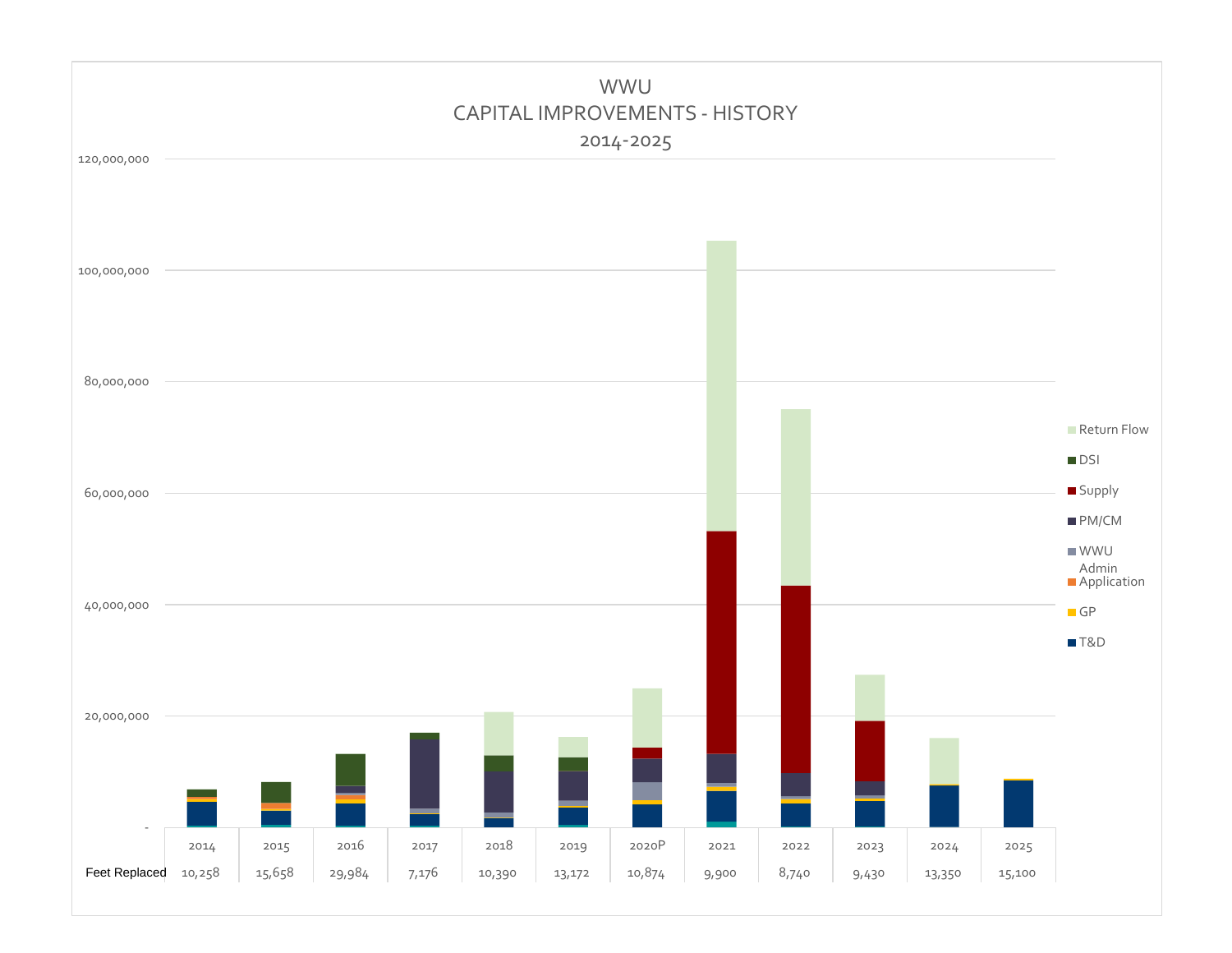WWU
CAPITAL IMPROVEMENTS - HISTORY
2014-2025

120,000,000
100,000,000
80,000,000
60,000,000
40,000,000
20,000,000
-

Return Flow
DSI
Supply
PM/CM
WWU Admin
Application
GP
T&D

2014 2015 2016 2017 2018 2019 2020P 2021 2022 2023 2024 2025

Feet Replaced 10,258 15,658 29,984 7,176 10,390 13,172 10,874 9,900 8,740 9,430 13,350 15,100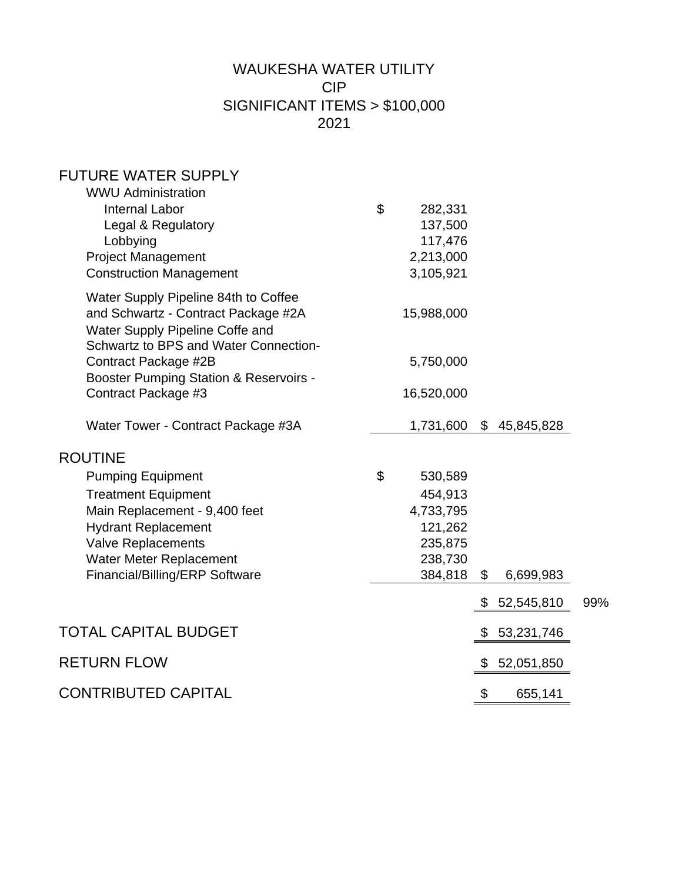# WAUKESHA WATER UTILITY
## CIP
## SIGNIFICANT ITEMS > $100,000
## 2021

| | | | |
|---|---|---|---|
| **FUTURE WATER SUPPLY** | | | |
| WWU Administration | | | |
| Internal Labor | $ 282,331 | | |
| Legal & Regulatory | 137,500 | | |
| Lobbying | 117,476 | | |
| Project Management | 2,213,000 | | |
| Construction Management | 3,105,921 | | |
| Water Supply Pipeline 84th to Coffee and Schwartz - Contract Package #2A | 15,988,000 | | |
| Water Supply Pipeline Coffe and Schwartz to BPS and Water Connection-Contract Package #2B | 5,750,000 | | |
| Booster Pumping Station & Reservoirs - Contract Package #3 | 16,520,000 | | |
| Water Tower - Contract Package #3A | 1,731,600 | $ 45,845,828 | |
| **ROUTINE** | | | |
| Pumping Equipment | $ 530,589 | | |
| Treatment Equipment | 454,913 | | |
| Main Replacement - 9,400 feet | 4,733,795 | | |
| Hydrant Replacement | 121,262 | | |
| Valve Replacements | 235,875 | | |
| Water Meter Replacement | 238,730 | | |
| Financial/Billing/ERP Software | 384,818 | $ 6,699,983 | |
| | | $ 52,545,810 | 99% |
| **TOTAL CAPITAL BUDGET** | | $ 53,231,746 | |
| **RETURN FLOW** | | $ 52,051,850 | |
| **CONTRIBUTED CAPITAL** | | $ 655,141 | |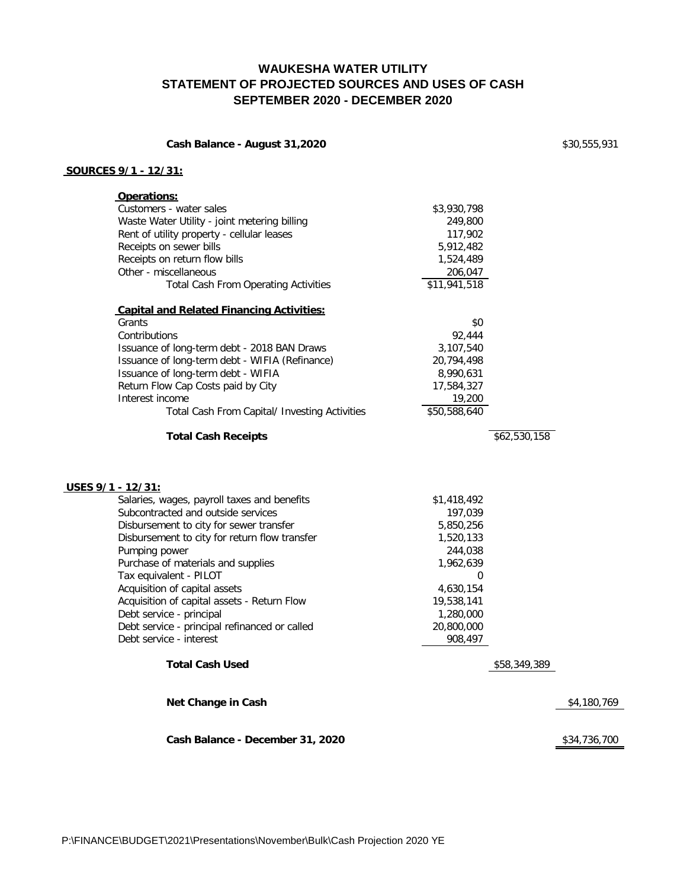# WAUKESHA WATER UTILITY
## STATEMENT OF PROJECTED SOURCES AND USES OF CASH
## SEPTEMBER 2020 - DECEMBER 2020

| | | | |
|---|---|---|---|
| **Cash Balance - August 31,2020** | | | $30,555,931 |
| **SOURCES 9/1 - 12/31:** | | | |
| **Operations:** | | | |
| Customers - water sales | $3,930,798 | | |
| Waste Water Utility - joint metering billing | 249,800 | | |
| Rent of utility property - cellular leases | 117,902 | | |
| Receipts on sewer bills | 5,912,482 | | |
| Receipts on return flow bills | 1,524,489 | | |
| Other - miscellaneous | 206,047 | | |
| Total Cash From Operating Activities | $11,941,518 | | |
| **Capital and Related Financing Activities:** | | | |
| Grants | $0 | | |
| Contributions | 92,444 | | |
| Issuance of long-term debt - 2018 BAN Draws | 3,107,540 | | |
| Issuance of long-term debt - WIFIA (Refinance) | 20,794,498 | | |
| Issuance of long-term debt - WIFIA | 8,990,631 | | |
| Return Flow Cap Costs paid by City | 17,584,327 | | |
| Interest income | 19,200 | | |
| Total Cash From Capital/ Investing Activities | $50,588,640 | | |
| **Total Cash Receipts** | | $62,530,158 | |
| **USES 9/1 - 12/31:** | | | |
| Salaries, wages, payroll taxes and benefits | $1,418,492 | | |
| Subcontracted and outside services | 197,039 | | |
| Disbursement to city for sewer transfer | 5,850,256 | | |
| Disbursement to city for return flow transfer | 1,520,133 | | |
| Pumping power | 244,038 | | |
| Purchase of materials and supplies | 1,962,639 | | |
| Tax equivalent - PILOT | 0 | | |
| Acquisition of capital assets | 4,630,154 | | |
| Acquisition of capital assets - Return Flow | 19,538,141 | | |
| Debt service - principal | 1,280,000 | | |
| Debt service - principal refinanced or called | 20,800,000 | | |
| Debt service - interest | 908,497 | | |
| **Total Cash Used** | | $58,349,389 | |
| **Net Change in Cash** | | | $4,180,769 |
| **Cash Balance - December 31, 2020** | | | $34,736,700 |

P:\FINANCE\BUDGET\2021\Presentations\November\Bulk\Cash Projection 2020 YE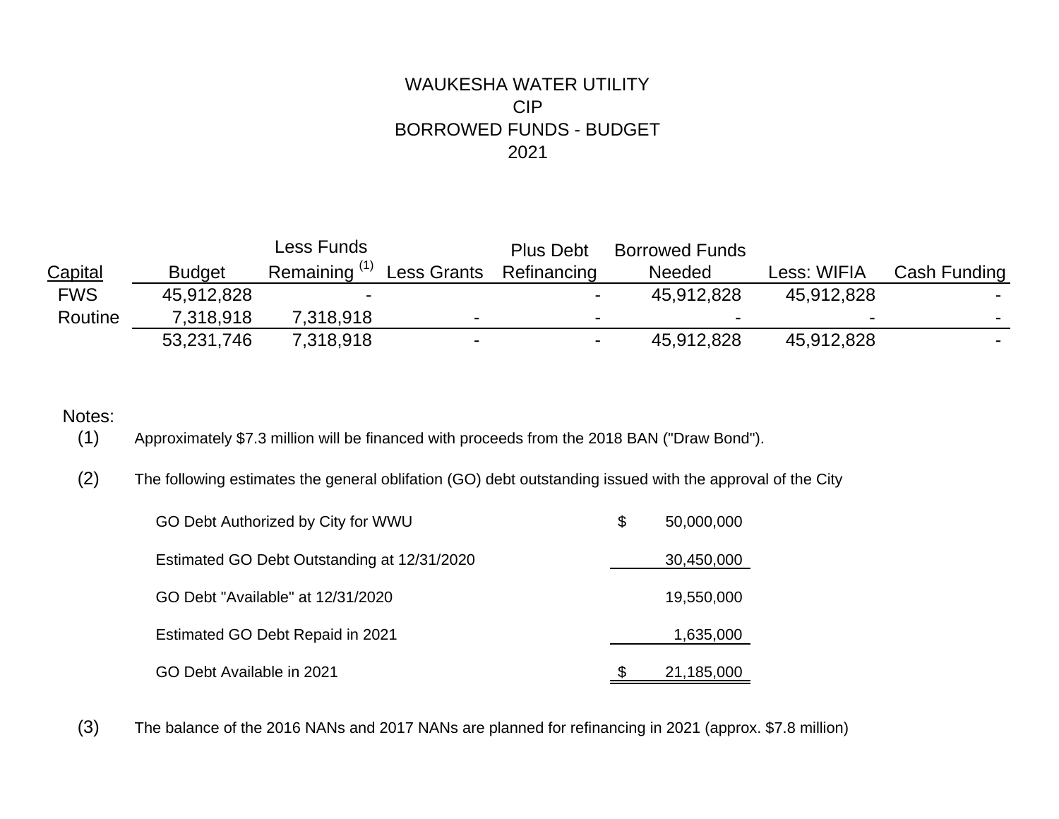# WAUKESHA WATER UTILITY
## CIP
## BORROWED FUNDS - BUDGET
## 2021

| Capital | Budget | Less Funds Remaining [1] | Less Grants | Plus Debt Refinancing | Borrowed Funds Needed | Less: WIFIA | Cash Funding |
|---|---|---|---|---|---|---|---|
| FWS | 45,912,828 | - | | - | 45,912,828 | 45,912,828 | - |
| Routine | 7,318,918 | 7,318,918 | - | - | - | - | - |
| | 53,231,746 | 7,318,918 | - | - | 45,912,828 | 45,912,828 | - |

Notes:

(1) Approximately $7.3 million will be financed with proceeds from the 2018 BAN ("Draw Bond").

(2) The following estimates the general oblifation (GO) debt outstanding issued with the approval of the City

| | |
|---|---|
| GO Debt Authorized by City for WWU | $ 50,000,000 |
| Estimated GO Debt Outstanding at 12/31/2020 | 30,450,000 |
| GO Debt "Available" at 12/31/2020 | 19,550,000 |
| Estimated GO Debt Repaid in 2021 | 1,635,000 |
| GO Debt Available in 2021 | $ 21,185,000 |

(3) The balance of the 2016 NANs and 2017 NANs are planned for refinancing in 2021 (approx. $7.8 million)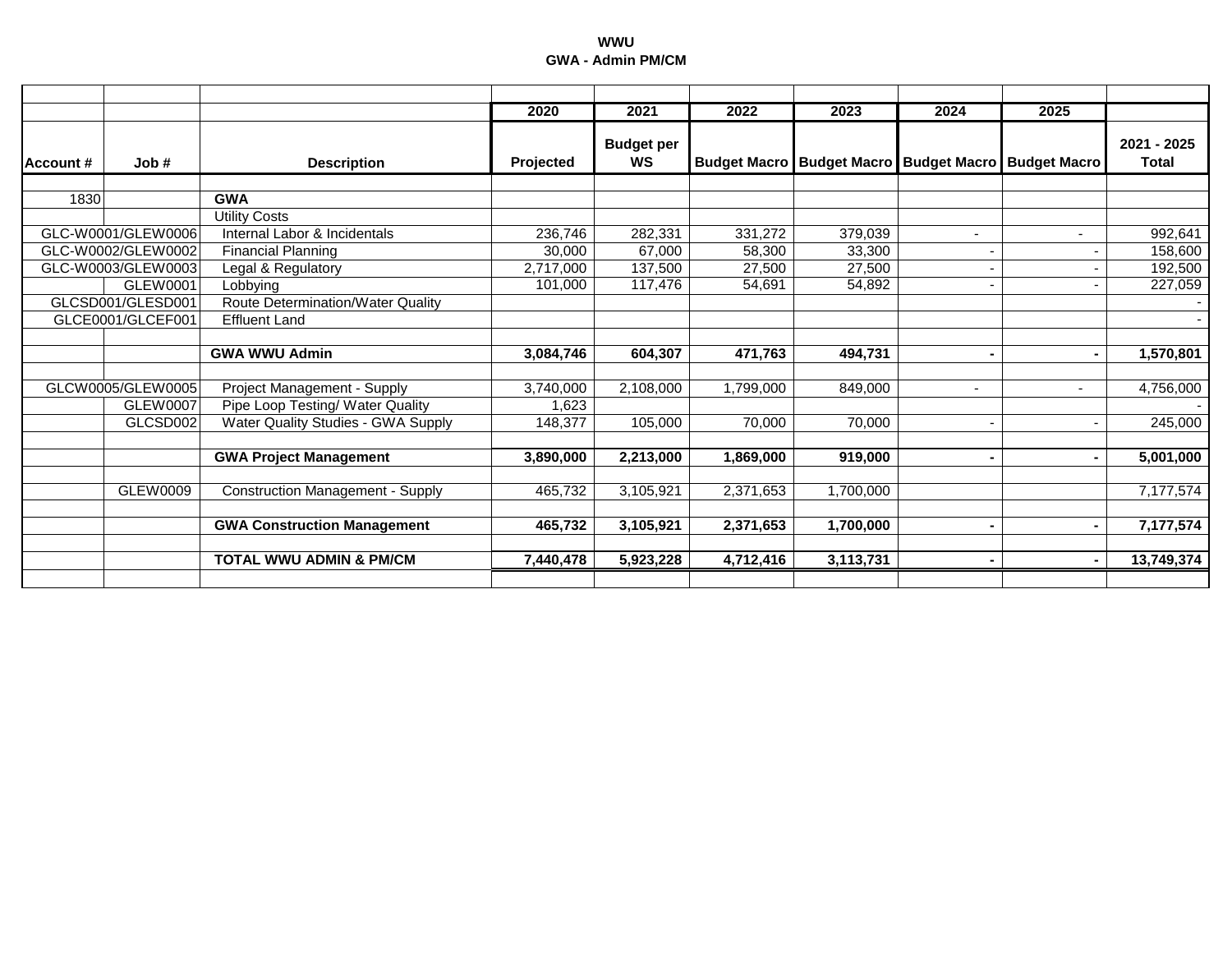**WWU**
**GWA - Admin PM/CM**

| Account # | Job # | Description | 2020 Projected | 2021 Budget per WS | 2022 Budget Macro | 2023 Budget Macro | 2024 Budget Macro | 2025 Budget Macro | 2021 - 2025 Total |
|---|---|---|---|---|---|---|---|---|---|
| 1830 | | **GWA** | | | | | | | |
| | | Utility Costs | | | | | | | |
| GLC-W0001/GLEW0006 | | Internal Labor & Incidentals | 236,746 | 282,331 | 331,272 | 379,039 | - | - | 992,641 |
| GLC-W0002/GLEW0002 | | Financial Planning | 30,000 | 67,000 | 58,300 | 33,300 | - | - | 158,600 |
| GLC-W0003/GLEW0003 | | Legal & Regulatory | 2,717,000 | 137,500 | 27,500 | 27,500 | - | - | 192,500 |
| | GLEW0001 | Lobbying | 101,000 | 117,476 | 54,691 | 54,892 | - | - | 227,059 |
| GLCSD001/GLESD001 | | Route Determination/Water Quality | | | | | | | - |
| GLCE0001/GLCEF001 | | Effluent Land | | | | | | | - |
| | | | | | | | | | |
| | | **GWA WWU Admin** | **3,084,746** | **604,307** | **471,763** | **494,731** | **-** | **-** | **1,570,801** |
| | | | | | | | | | |
| GLCW0005/GLEW0005 | | Project Management - Supply | 3,740,000 | 2,108,000 | 1,799,000 | 849,000 | - | - | 4,756,000 |
| | GLEW0007 | Pipe Loop Testing/ Water Quality | 1,623 | | | | | | - |
| | GLCSD002 | Water Quality Studies - GWA Supply | 148,377 | 105,000 | 70,000 | 70,000 | - | - | 245,000 |
| | | | | | | | | | |
| | | **GWA Project Management** | **3,890,000** | **2,213,000** | **1,869,000** | **919,000** | **-** | **-** | **5,001,000** |
| | | | | | | | | | |
| | GLEW0009 | Construction Management - Supply | 465,732 | 3,105,921 | 2,371,653 | 1,700,000 | | | 7,177,574 |
| | | | | | | | | | |
| | | **GWA Construction Management** | **465,732** | **3,105,921** | **2,371,653** | **1,700,000** | **-** | **-** | **7,177,574** |
| | | | | | | | | | |
| | | **TOTAL WWU ADMIN & PM/CM** | **7,440,478** | **5,923,228** | **4,712,416** | **3,113,731** | **-** | **-** | **13,749,374** |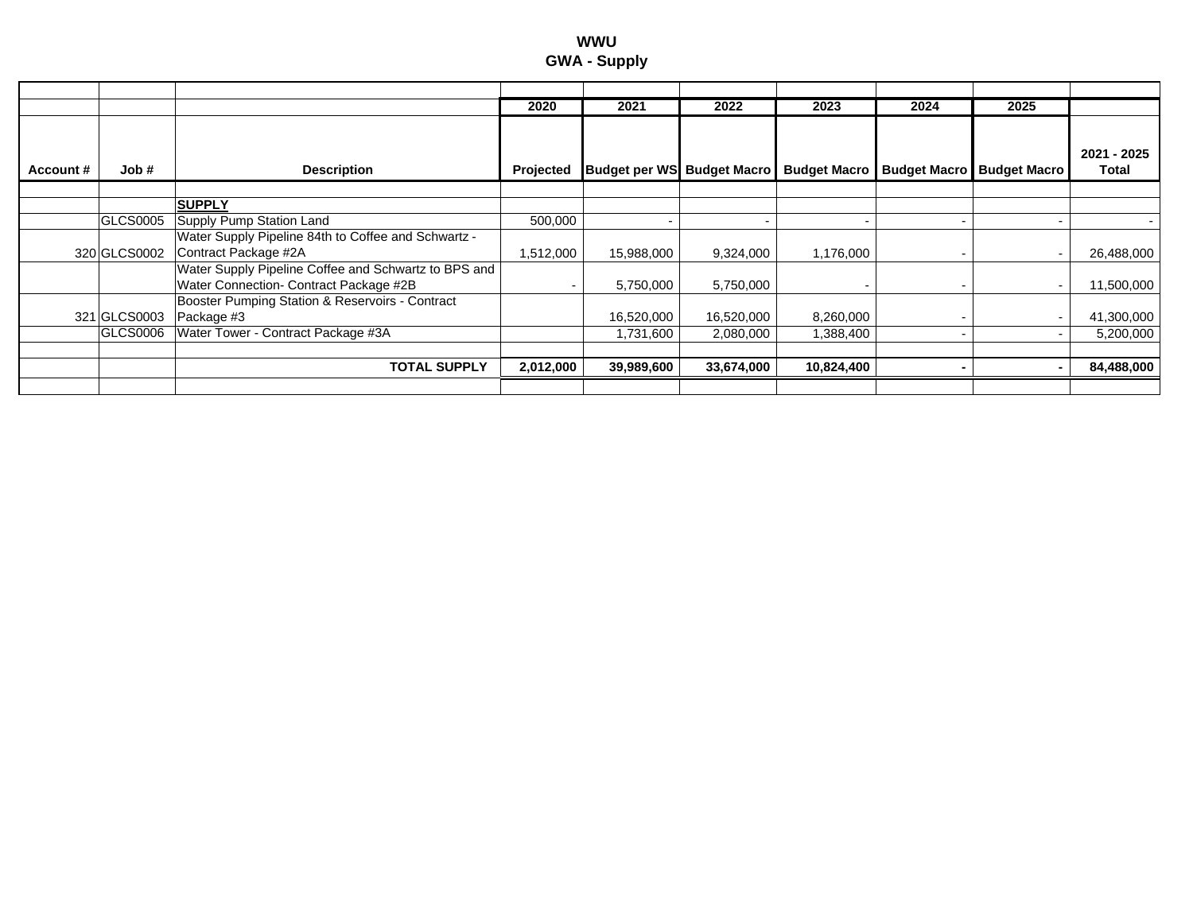**WWU**
**GWA - Supply**

| | | | 2020 | 2021 | 2022 | 2023 | 2024 | 2025 | |
|---|---|---|---|---|---|---|---|---|---|
| **Account #** | **Job #** | **Description** | **Projected** | **Budget per WS** | **Budget Macro** | **Budget Macro** | **Budget Macro** | **Budget Macro** | **2021 - 2025 Total** |
| | | **SUPPLY** | | | | | | | |
| | GLCS0005 | Supply Pump Station Land | 500,000 | - | - | - | - | - | - |
| 320 | GLCS0002 | Water Supply Pipeline 84th to Coffee and Schwartz - Contract Package #2A | 1,512,000 | 15,988,000 | 9,324,000 | 1,176,000 | - | - | 26,488,000 |
| | | Water Supply Pipeline Coffee and Schwartz to BPS and Water Connection- Contract Package #2B | - | 5,750,000 | 5,750,000 | - | - | - | 11,500,000 |
| 321 | GLCS0003 | Booster Pumping Station & Reservoirs - Contract Package #3 | | 16,520,000 | 16,520,000 | 8,260,000 | - | - | 41,300,000 |
| | GLCS0006 | Water Tower - Contract Package #3A | | 1,731,600 | 2,080,000 | 1,388,400 | - | - | 5,200,000 |
| | | **TOTAL SUPPLY** | **2,012,000** | **39,989,600** | **33,674,000** | **10,824,400** | **-** | **-** | **84,488,000** |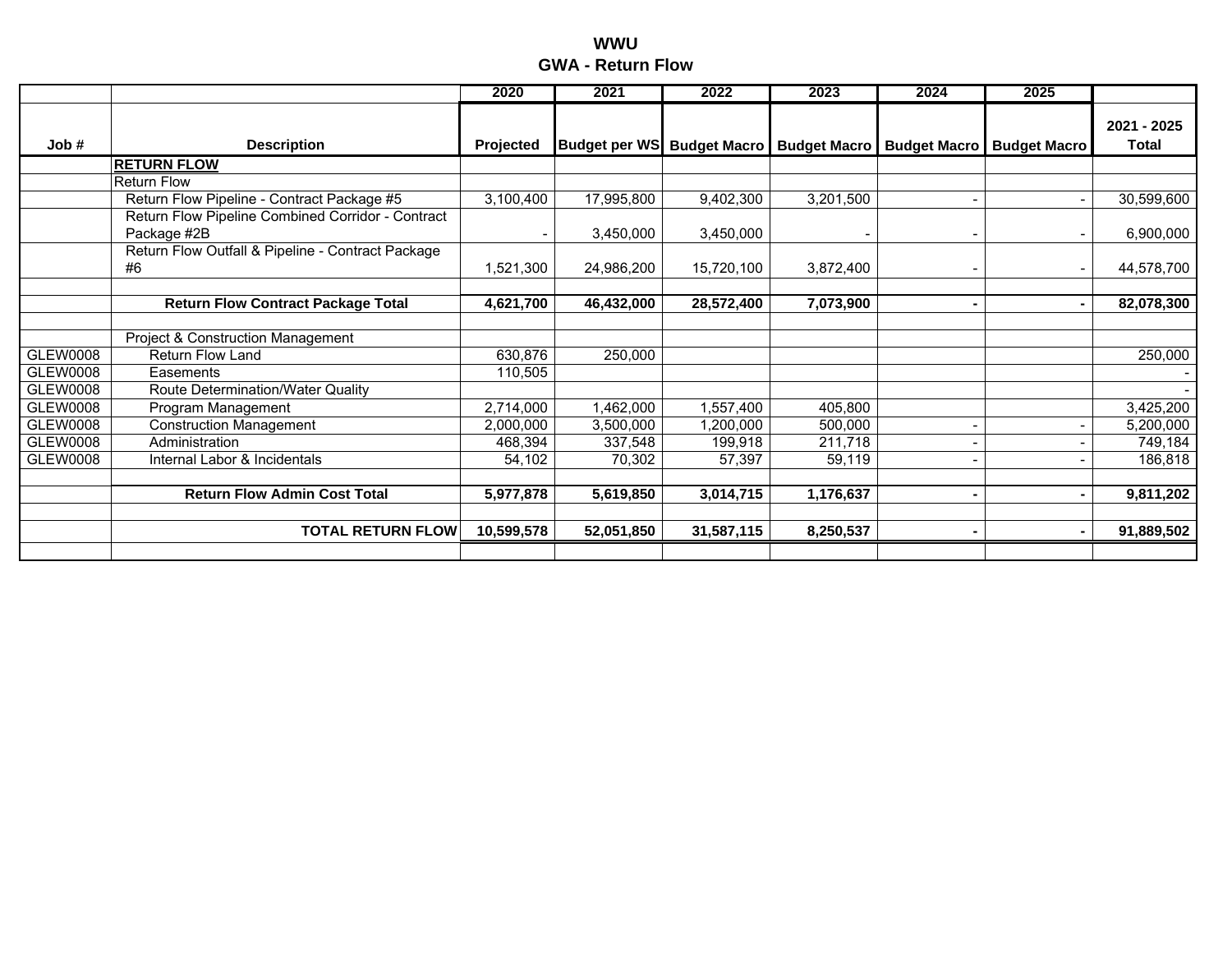# WWU
## GWA - Return Flow

| Job # | Description | 2020 Projected | 2021 Budget per WS | 2022 Budget Macro | 2023 Budget Macro | 2024 Budget Macro | 2025 Budget Macro | 2021 - 2025 Total |
|---|---|---|---|---|---|---|---|---|
| | **RETURN FLOW** | | | | | | | |
| | Return Flow | | | | | | | |
| | Return Flow Pipeline - Contract Package #5 | 3,100,400 | 17,995,800 | 9,402,300 | 3,201,500 | - | - | 30,599,600 |
| | Return Flow Pipeline Combined Corridor - Contract Package #2B | - | 3,450,000 | 3,450,000 | - | - | - | 6,900,000 |
| | Return Flow Outfall & Pipeline - Contract Package #6 | 1,521,300 | 24,986,200 | 15,720,100 | 3,872,400 | - | - | 44,578,700 |
| | | | | | | | | |
| | **Return Flow Contract Package Total** | **4,621,700** | **46,432,000** | **28,572,400** | **7,073,900** | **-** | **-** | **82,078,300** |
| | | | | | | | | |
| | Project & Construction Management | | | | | | | |
| GLEW0008 | Return Flow Land | 630,876 | 250,000 | | | | | 250,000 |
| GLEW0008 | Easements | 110,505 | | | | | | - |
| GLEW0008 | Route Determination/Water Quality | | | | | | | - |
| GLEW0008 | Program Management | 2,714,000 | 1,462,000 | 1,557,400 | 405,800 | | | 3,425,200 |
| GLEW0008 | Construction Management | 2,000,000 | 3,500,000 | 1,200,000 | 500,000 | - | - | 5,200,000 |
| GLEW0008 | Administration | 468,394 | 337,548 | 199,918 | 211,718 | - | - | 749,184 |
| GLEW0008 | Internal Labor & Incidentals | 54,102 | 70,302 | 57,397 | 59,119 | - | - | 186,818 |
| | | | | | | | | |
| | **Return Flow Admin Cost Total** | **5,977,878** | **5,619,850** | **3,014,715** | **1,176,637** | **-** | **-** | **9,811,202** |
| | | | | | | | | |
| | **TOTAL RETURN FLOW** | **10,599,578** | **52,051,850** | **31,587,115** | **8,250,537** | **-** | **-** | **91,889,502** |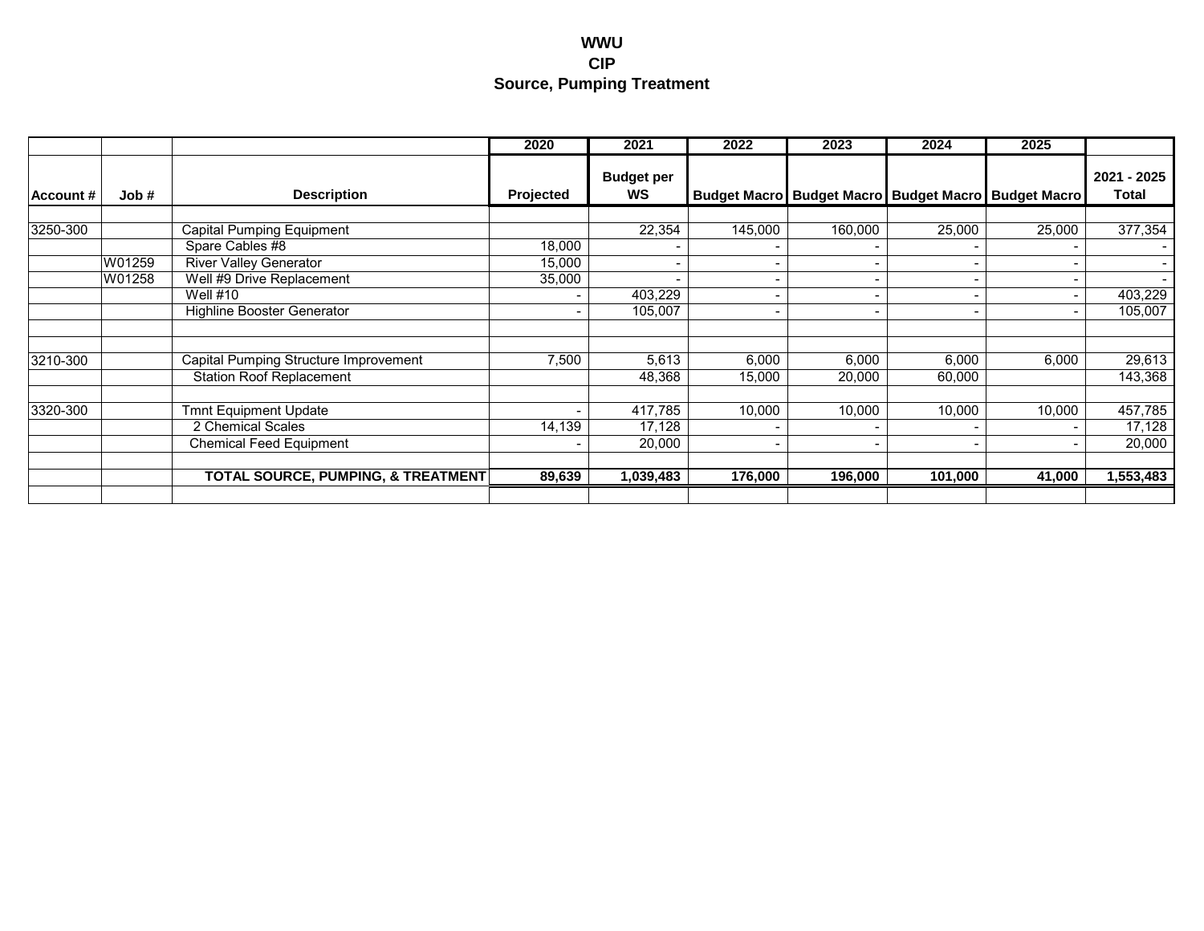# WWU
## CIP
## Source, Pumping Treatment

| | | | 2020 | 2021 | 2022 | 2023 | 2024 | 2025 | |
|---|---|---|---|---|---|---|---|---|---|
| **Account #** | **Job #** | **Description** | **Projected** | **Budget per WS** | **Budget Macro** | **Budget Macro** | **Budget Macro** | **Budget Macro** | **2021 - 2025 Total** |
| 3250-300 | | Capital Pumping Equipment | | 22,354 | 145,000 | 160,000 | 25,000 | 25,000 | 377,354 |
| | | Spare Cables #8 | 18,000 | - | - | - | - | - | - |
| | W01259 | River Valley Generator | 15,000 | - | - | - | - | - | - |
| | W01258 | Well #9 Drive Replacement | 35,000 | - | - | - | - | - | - |
| | | Well #10 | - | 403,229 | - | - | - | - | 403,229 |
| | | Highline Booster Generator | - | 105,007 | - | - | - | - | 105,007 |
| 3210-300 | | Capital Pumping Structure Improvement | 7,500 | 5,613 | 6,000 | 6,000 | 6,000 | 6,000 | 29,613 |
| | | Station Roof Replacement | | 48,368 | 15,000 | 20,000 | 60,000 | | 143,368 |
| 3320-300 | | Tmnt Equipment Update | - | 417,785 | 10,000 | 10,000 | 10,000 | 10,000 | 457,785 |
| | | 2 Chemical Scales | 14,139 | 17,128 | - | - | - | - | 17,128 |
| | | Chemical Feed Equipment | - | 20,000 | - | - | - | - | 20,000 |
| | | **TOTAL SOURCE, PUMPING, & TREATMENT** | **89,639** | **1,039,483** | **176,000** | **196,000** | **101,000** | **41,000** | **1,553,483** |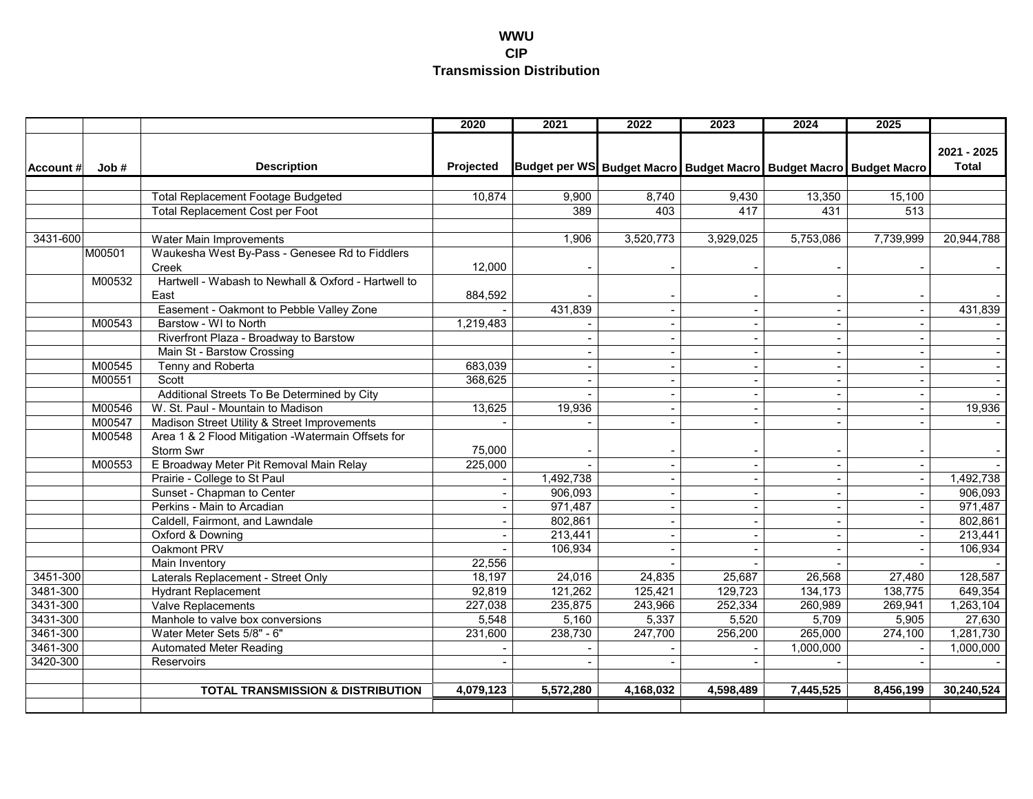**WWU**
**CIP**
**Transmission Distribution**

| | | | 2020 | 2021 | 2022 | 2023 | 2024 | 2025 | |
|---|---|---|---|---|---|---|---|---|---|
| **Account #** | **Job #** | **Description** | **Projected** | **Budget per WS** | **Budget Macro** | **Budget Macro** | **Budget Macro** | **Budget Macro** | **2021 - 2025 Total** |
| | | Total Replacement Footage Budgeted | 10,874 | 9,900 | 8,740 | 9,430 | 13,350 | 15,100 | |
| | | Total Replacement Cost per Foot | | 389 | 403 | 417 | 431 | 513 | |
| 3431-600 | | Water Main Improvements | | 1,906 | 3,520,773 | 3,929,025 | 5,753,086 | 7,739,999 | 20,944,788 |
| | M00501 | Waukesha West By-Pass - Genesee Rd to Fiddlers Creek | 12,000 | - | - | - | - | - | - |
| | M00532 | Hartwell - Wabash to Newhall & Oxford - Hartwell to East | 884,592 | - | - | - | - | - | - |
| | | Easement - Oakmont to Pebble Valley Zone | - | 431,839 | - | - | - | - | 431,839 |
| | M00543 | Barstow - WI to North | 1,219,483 | - | - | - | - | - | - |
| | | Riverfront Plaza - Broadway to Barstow | | - | - | - | - | - | - |
| | | Main St - Barstow Crossing | | - | - | - | - | - | - |
| | M00545 | Tenny and Roberta | 683,039 | - | - | - | - | - | - |
| | M00551 | Scott | 368,625 | - | - | - | - | - | - |
| | | Additional Streets To Be Determined by City | | - | - | - | - | - | - |
| | M00546 | W. St. Paul - Mountain to Madison | 13,625 | 19,936 | - | - | - | - | 19,936 |
| | M00547 | Madison Street Utility & Street Improvements | - | - | - | - | - | - | - |
| | M00548 | Area 1 & 2 Flood Mitigation -Watermain Offsets for Storm Swr | 75,000 | - | - | - | - | - | - |
| | M00553 | E Broadway Meter Pit Removal Main Relay | 225,000 | - | - | - | - | - | - |
| | | Prairie - College to St Paul | - | 1,492,738 | - | - | - | - | 1,492,738 |
| | | Sunset - Chapman to Center | - | 906,093 | - | - | - | - | 906,093 |
| | | Perkins - Main to Arcadian | - | 971,487 | - | - | - | - | 971,487 |
| | | Caldell, Fairmont, and Lawndale | - | 802,861 | - | - | - | - | 802,861 |
| | | Oxford & Downing | - | 213,441 | - | - | - | - | 213,441 |
| | | Oakmont PRV | - | 106,934 | - | - | - | - | 106,934 |
| | | Main Inventory | 22,556 | | - | - | - | - | - |
| 3451-300 | | Laterals Replacement - Street Only | 18,197 | 24,016 | 24,835 | 25,687 | 26,568 | 27,480 | 128,587 |
| 3481-300 | | Hydrant Replacement | 92,819 | 121,262 | 125,421 | 129,723 | 134,173 | 138,775 | 649,354 |
| 3431-300 | | Valve Replacements | 227,038 | 235,875 | 243,966 | 252,334 | 260,989 | 269,941 | 1,263,104 |
| 3431-300 | | Manhole to valve box conversions | 5,548 | 5,160 | 5,337 | 5,520 | 5,709 | 5,905 | 27,630 |
| 3461-300 | | Water Meter Sets 5/8" - 6" | 231,600 | 238,730 | 247,700 | 256,200 | 265,000 | 274,100 | 1,281,730 |
| 3461-300 | | Automated Meter Reading | - | - | - | - | 1,000,000 | - | 1,000,000 |
| 3420-300 | | Reservoirs | - | - | - | - | - | - | - |
| | | **TOTAL TRANSMISSION & DISTRIBUTION** | **4,079,123** | **5,572,280** | **4,168,032** | **4,598,489** | **7,445,525** | **8,456,199** | **30,240,524** |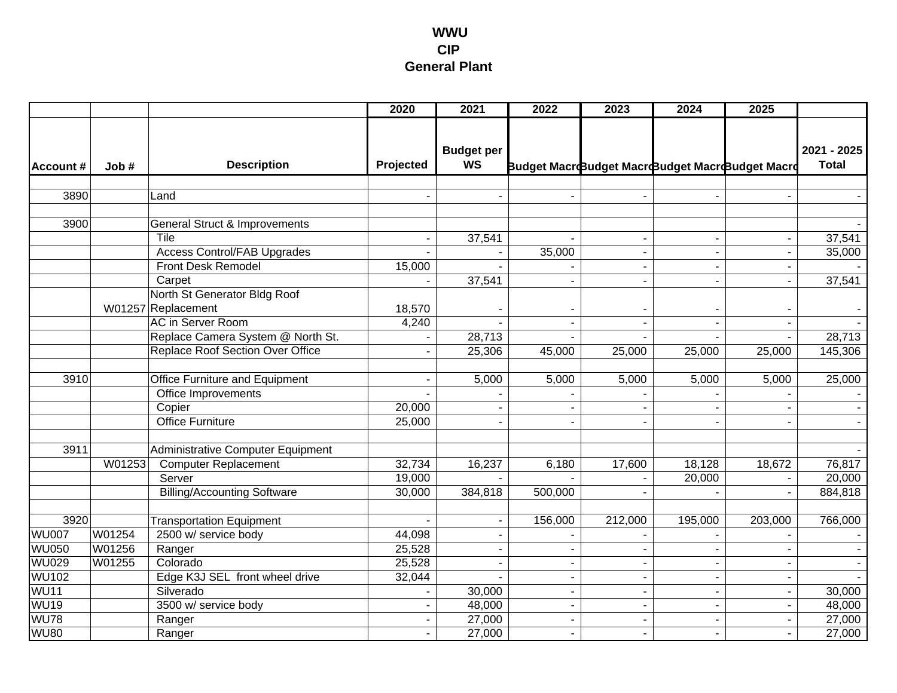**WWU**
**CIP**
**General Plant**

| | | | 2020 | 2021 | 2022 | 2023 | 2024 | 2025 | |
|---|---|---|---|---|---|---|---|---|---|
| **Account #** | **Job #** | **Description** | **Projected** | **Budget per WS** | **Budget Macro** | **Budget Macro** | **Budget Macro** | **Budget Macro** | **2021 - 2025 Total** |
| | | | | | | | | | |
| 3890 | | Land | - | - | - | - | - | - | - |
| | | | | | | | | | |
| 3900 | | General Struct & Improvements | | | | | | | - |
| | | Tile | - | 37,541 | - | - | - | - | 37,541 |
| | | Access Control/FAB Upgrades | - | - | 35,000 | - | - | - | 35,000 |
| | | Front Desk Remodel | 15,000 | - | - | - | - | - | - |
| | | Carpet | - | 37,541 | - | - | - | - | 37,541 |
| | W01257 | North St Generator Bldg Roof Replacement | 18,570 | - | - | - | - | - | - |
| | | AC in Server Room | 4,240 | - | - | - | - | - | - |
| | | Replace Camera System @ North St. | - | 28,713 | - | - | - | - | 28,713 |
| | | Replace Roof Section Over Office | - | 25,306 | 45,000 | 25,000 | 25,000 | 25,000 | 145,306 |
| | | | | | | | | | |
| 3910 | | Office Furniture and Equipment | - | 5,000 | 5,000 | 5,000 | 5,000 | 5,000 | 25,000 |
| | | Office Improvements | - | - | - | - | - | - | - |
| | | Copier | 20,000 | - | - | - | - | - | - |
| | | Office Furniture | 25,000 | - | - | - | - | - | - |
| | | | | | | | | | |
| 3911 | | Administrative Computer Equipment | | | | | | | - |
| | W01253 | Computer Replacement | 32,734 | 16,237 | 6,180 | 17,600 | 18,128 | 18,672 | 76,817 |
| | | Server | 19,000 | - | - | - | 20,000 | - | 20,000 |
| | | Billing/Accounting Software | 30,000 | 384,818 | 500,000 | - | - | - | 884,818 |
| | | | | | | | | | |
| 3920 | | Transportation Equipment | - | - | 156,000 | 212,000 | 195,000 | 203,000 | 766,000 |
| WU007 | W01254 | 2500 w/ service body | 44,098 | - | - | - | - | - | - |
| WU050 | W01256 | Ranger | 25,528 | - | - | - | - | - | - |
| WU029 | W01255 | Colorado | 25,528 | - | - | - | - | - | - |
| WU102 | | Edge K3J SEL front wheel drive | 32,044 | - | - | - | - | - | - |
| WU11 | | Silverado | - | 30,000 | - | - | - | - | 30,000 |
| WU19 | | 3500 w/ service body | - | 48,000 | - | - | - | - | 48,000 |
| WU78 | | Ranger | - | 27,000 | - | - | - | - | 27,000 |
| WU80 | | Ranger | - | 27,000 | - | - | - | - | 27,000 |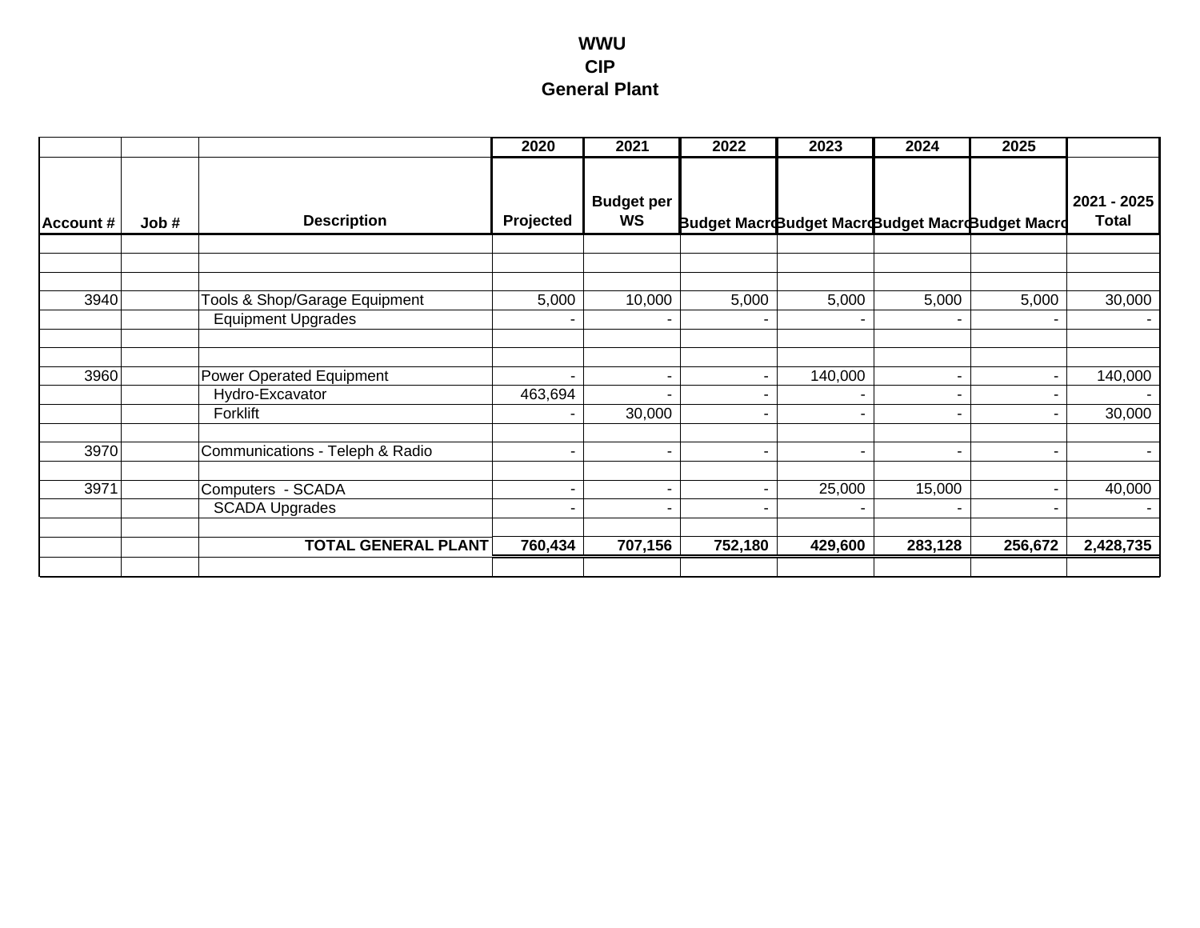# WWU
## CIP
## General Plant

| | | | 2020 | 2021 | 2022 | 2023 | 2024 | 2025 | |
|---|---|---|---|---|---|---|---|---|---|
| **Account #** | **Job #** | **Description** | **Projected** | **Budget per WS** | **Budget Macro** | **Budget Macro** | **Budget Macro** | **Budget Macro** | **2021 - 2025 Total** |
| | | | | | | | | | |
| | | | | | | | | | |
| | | | | | | | | | |
| 3940 | | Tools & Shop/Garage Equipment | 5,000 | 10,000 | 5,000 | 5,000 | 5,000 | 5,000 | 30,000 |
| | | Equipment Upgrades | - | - | - | - | - | - | - |
| | | | | | | | | | |
| | | | | | | | | | |
| 3960 | | Power Operated Equipment | - | - | - | 140,000 | - | - | 140,000 |
| | | Hydro-Excavator | 463,694 | - | - | - | - | - | - |
| | | Forklift | - | 30,000 | - | - | - | - | 30,000 |
| | | | | | | | | | |
| 3970 | | Communications - Teleph & Radio | - | - | - | - | - | - | - |
| | | | | | | | | | |
| 3971 | | Computers - SCADA | - | - | - | 25,000 | 15,000 | - | 40,000 |
| | | SCADA Upgrades | - | - | - | - | - | - | - |
| | | | | | | | | | |
| | | **TOTAL GENERAL PLANT** | **760,434** | **707,156** | **752,180** | **429,600** | **283,128** | **256,672** | **2,428,735** |
| | | | | | | | | | |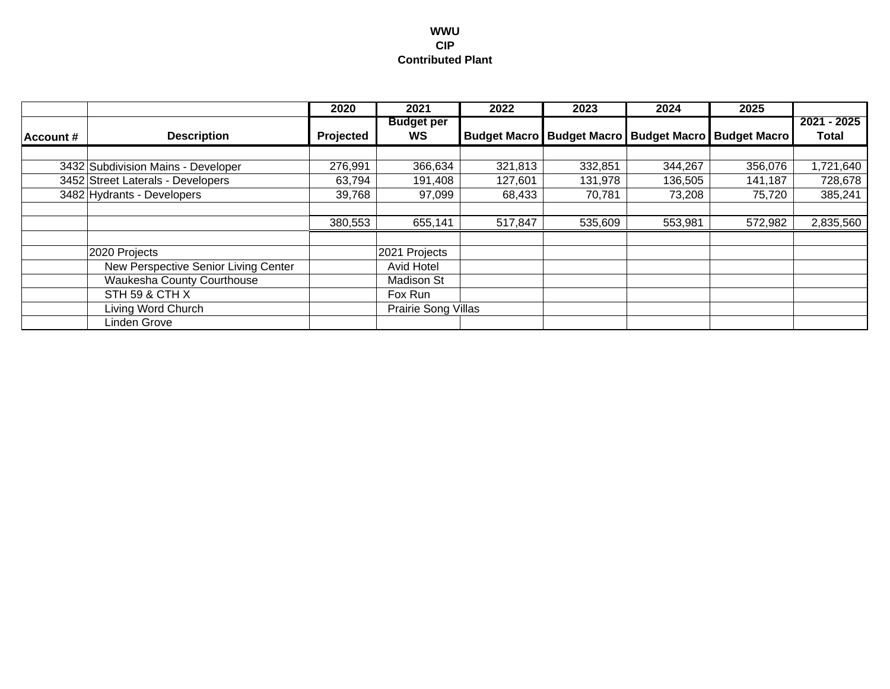# WWU
## CIP
## Contributed Plant

| Account # | Description | 2020 Projected | 2021 Budget per WS | 2022 Budget Macro | 2023 Budget Macro | 2024 Budget Macro | 2025 Budget Macro | 2021 - 2025 Total |
|---|---|---|---|---|---|---|---|---|
| | | | | | | | | |
| 3432 | Subdivision Mains - Developer | 276,991 | 366,634 | 321,813 | 332,851 | 344,267 | 356,076 | 1,721,640 |
| 3452 | Street Laterals - Developers | 63,794 | 191,408 | 127,601 | 131,978 | 136,505 | 141,187 | 728,678 |
| 3482 | Hydrants - Developers | 39,768 | 97,099 | 68,433 | 70,781 | 73,208 | 75,720 | 385,241 |
| | | | | | | | | |
| | | 380,553 | 655,141 | 517,847 | 535,609 | 553,981 | 572,982 | 2,835,560 |
| | | | | | | | | |
| | 2020 Projects | | 2021 Projects | | | | | |
| | New Perspective Senior Living Center | | Avid Hotel | | | | | |
| | Waukesha County Courthouse | | Madison St | | | | | |
| | STH 59 & CTH X | | Fox Run | | | | | |
| | Living Word Church | | Prairie Song Villas | | | | | |
| | Linden Grove | | | | | | | |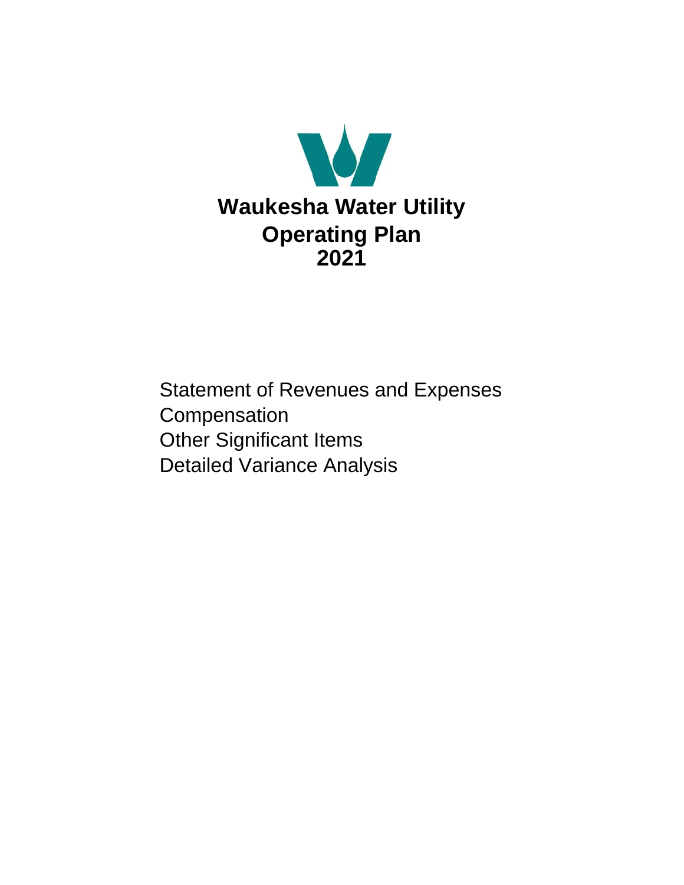# Waukesha Water Utility
# Operating Plan
# 2021

Statement of Revenues and Expenses
Compensation
Other Significant Items
Detailed Variance Analysis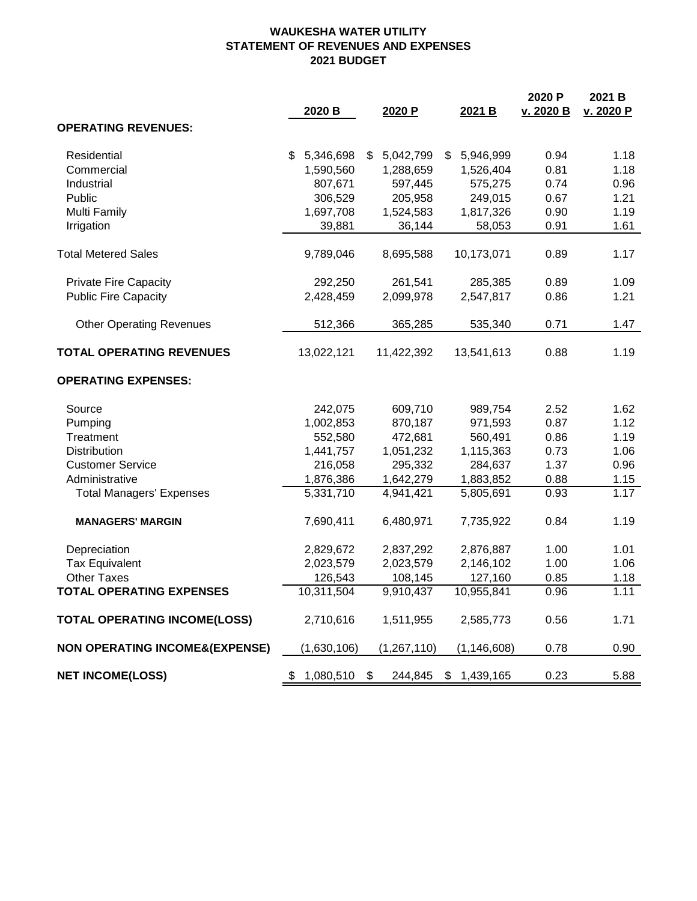**WAUKESHA WATER UTILITY**
**STATEMENT OF REVENUES AND EXPENSES**
**2021 BUDGET**

| | 2020 B | 2020 P | 2021 B | 2020 P v. 2020 B | 2021 B v. 2020 P |
|---|---|---|---|---|---|
| **OPERATING REVENUES:** | | | | | |
| Residential | $ 5,346,698 | $ 5,042,799 | $ 5,946,999 | 0.94 | 1.18 |
| Commercial | 1,590,560 | 1,288,659 | 1,526,404 | 0.81 | 1.18 |
| Industrial | 807,671 | 597,445 | 575,275 | 0.74 | 0.96 |
| Public | 306,529 | 205,958 | 249,015 | 0.67 | 1.21 |
| Multi Family | 1,697,708 | 1,524,583 | 1,817,326 | 0.90 | 1.19 |
| Irrigation | 39,881 | 36,144 | 58,053 | 0.91 | 1.61 |
| Total Metered Sales | 9,789,046 | 8,695,588 | 10,173,071 | 0.89 | 1.17 |
| Private Fire Capacity | 292,250 | 261,541 | 285,385 | 0.89 | 1.09 |
| Public Fire Capacity | 2,428,459 | 2,099,978 | 2,547,817 | 0.86 | 1.21 |
| Other Operating Revenues | 512,366 | 365,285 | 535,340 | 0.71 | 1.47 |
| **TOTAL OPERATING REVENUES** | 13,022,121 | 11,422,392 | 13,541,613 | 0.88 | 1.19 |
| **OPERATING EXPENSES:** | | | | | |
| Source | 242,075 | 609,710 | 989,754 | 2.52 | 1.62 |
| Pumping | 1,002,853 | 870,187 | 971,593 | 0.87 | 1.12 |
| Treatment | 552,580 | 472,681 | 560,491 | 0.86 | 1.19 |
| Distribution | 1,441,757 | 1,051,232 | 1,115,363 | 0.73 | 1.06 |
| Customer Service | 216,058 | 295,332 | 284,637 | 1.37 | 0.96 |
| Administrative | 1,876,386 | 1,642,279 | 1,883,852 | 0.88 | 1.15 |
| Total Managers' Expenses | 5,331,710 | 4,941,421 | 5,805,691 | 0.93 | 1.17 |
| **MANAGERS' MARGIN** | 7,690,411 | 6,480,971 | 7,735,922 | 0.84 | 1.19 |
| Depreciation | 2,829,672 | 2,837,292 | 2,876,887 | 1.00 | 1.01 |
| Tax Equivalent | 2,023,579 | 2,023,579 | 2,146,102 | 1.00 | 1.06 |
| Other Taxes | 126,543 | 108,145 | 127,160 | 0.85 | 1.18 |
| **TOTAL OPERATING EXPENSES** | 10,311,504 | 9,910,437 | 10,955,841 | 0.96 | 1.11 |
| **TOTAL OPERATING INCOME(LOSS)** | 2,710,616 | 1,511,955 | 2,585,773 | 0.56 | 1.71 |
| **NON OPERATING INCOME&(EXPENSE)** | (1,630,106) | (1,267,110) | (1,146,608) | 0.78 | 0.90 |
| **NET INCOME(LOSS)** | $ 1,080,510 | $ 244,845 | $ 1,439,165 | 0.23 | 5.88 |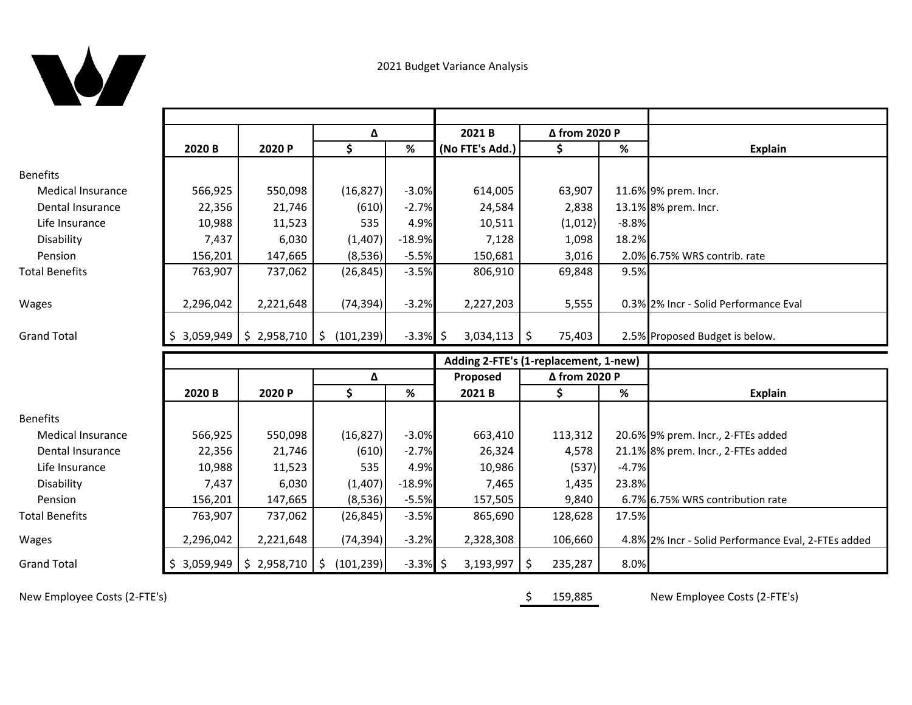2021 Budget Variance Analysis

| | 2020 B | 2020 P | Δ $ | Δ % | 2021 B (No FTE's Add.) | Δ from 2020 P $ | Δ from 2020 P % | Explain |
|---|---|---|---|---|---|---|---|---|
| Benefits | | | | | | | | |
| Medical Insurance | 566,925 | 550,098 | (16,827) | -3.0% | 614,005 | 63,907 | 11.6% | 9% prem. Incr. |
| Dental Insurance | 22,356 | 21,746 | (610) | -2.7% | 24,584 | 2,838 | 13.1% | 8% prem. Incr. |
| Life Insurance | 10,988 | 11,523 | 535 | 4.9% | 10,511 | (1,012) | -8.8% | |
| Disability | 7,437 | 6,030 | (1,407) | -18.9% | 7,128 | 1,098 | 18.2% | |
| Pension | 156,201 | 147,665 | (8,536) | -5.5% | 150,681 | 3,016 | 2.0% | 6.75% WRS contrib. rate |
| Total Benefits | 763,907 | 737,062 | (26,845) | -3.5% | 806,910 | 69,848 | 9.5% | |
| Wages | 2,296,042 | 2,221,648 | (74,394) | -3.2% | 2,227,203 | 5,555 | 0.3% | 2% Incr - Solid Performance Eval |
| Grand Total | $ 3,059,949 | $ 2,958,710 | $ (101,239) | -3.3% | $ 3,034,113 | $ 75,403 | 2.5% | Proposed Budget is below. |

| | | | | | Adding 2-FTE's (1-replacement, 1-new) | | | |
|---|---|---|---|---|---|---|---|---|
| | 2020 B | 2020 P | Δ $ | Δ % | Proposed 2021 B | Δ from 2020 P $ | Δ from 2020 P % | Explain |
| Benefits | | | | | | | | |
| Medical Insurance | 566,925 | 550,098 | (16,827) | -3.0% | 663,410 | 113,312 | 20.6% | 9% prem. Incr., 2-FTEs added |
| Dental Insurance | 22,356 | 21,746 | (610) | -2.7% | 26,324 | 4,578 | 21.1% | 8% prem. Incr., 2-FTEs added |
| Life Insurance | 10,988 | 11,523 | 535 | 4.9% | 10,986 | (537) | -4.7% | |
| Disability | 7,437 | 6,030 | (1,407) | -18.9% | 7,465 | 1,435 | 23.8% | |
| Pension | 156,201 | 147,665 | (8,536) | -5.5% | 157,505 | 9,840 | 6.7% | 6.75% WRS contribution rate |
| Total Benefits | 763,907 | 737,062 | (26,845) | -3.5% | 865,690 | 128,628 | 17.5% | |
| Wages | 2,296,042 | 2,221,648 | (74,394) | -3.2% | 2,328,308 | 106,660 | 4.8% | 2% Incr - Solid Performance Eval, 2-FTEs added |
| Grand Total | $ 3,059,949 | $ 2,958,710 | $ (101,239) | -3.3% | $ 3,193,997 | $ 235,287 | 8.0% | |

New Employee Costs (2-FTE's) $ 159,885 New Employee Costs (2-FTE's)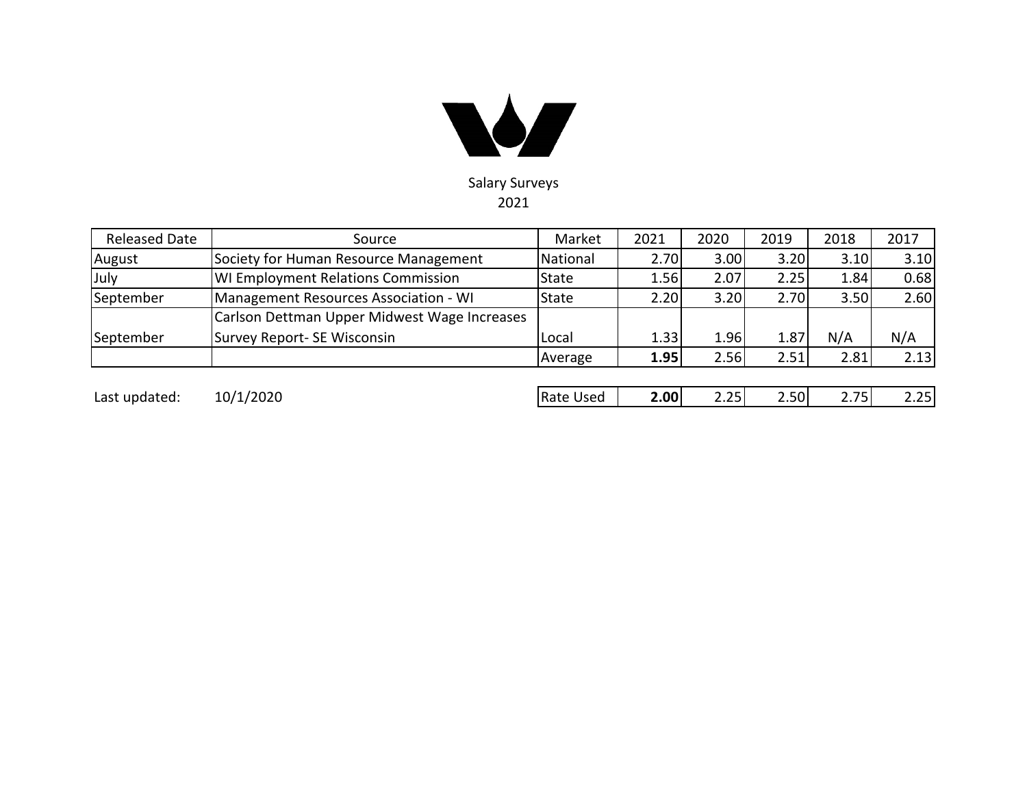Salary Surveys
2021

| Released Date | Source | Market | 2021 | 2020 | 2019 | 2018 | 2017 |
|---|---|---|---|---|---|---|---|
| August | Society for Human Resource Management | National | 2.70 | 3.00 | 3.20 | 3.10 | 3.10 |
| July | WI Employment Relations Commission | State | 1.56 | 2.07 | 2.25 | 1.84 | 0.68 |
| September | Management Resources Association - WI | State | 2.20 | 3.20 | 2.70 | 3.50 | 2.60 |
| September | Carlson Dettman Upper Midwest Wage Increases Survey Report- SE Wisconsin | Local | 1.33 | 1.96 | 1.87 | N/A | N/A |
| | | Average | **1.95** | 2.56 | 2.51 | 2.81 | 2.13 |
| Last updated: | 10/1/2020 | Rate Used | **2.00** | 2.25 | 2.50 | 2.75 | 2.25 |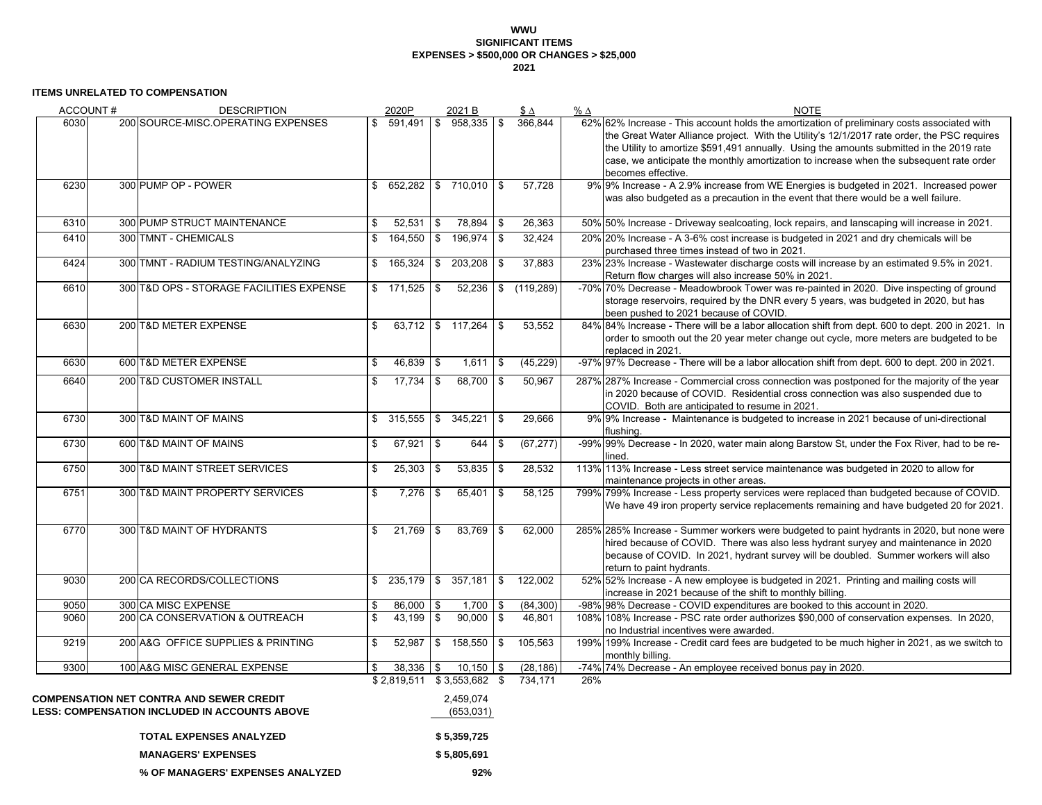**WWU**
**SIGNIFICANT ITEMS**
**EXPENSES > $500,000 OR CHANGES > $25,000**
**2021**

**ITEMS UNRELATED TO COMPENSATION**

| ACCOUNT # | | DESCRIPTION | 2020P | 2021 B | $ Δ | % Δ | NOTE |
|---|---|---|---|---|---|---|---|
| 6030 | 200 | SOURCE-MISC.OPERATING EXPENSES | $ 591,491 | $ 958,335 | $ 366,844 | 62% | 62% Increase - This account holds the amortization of preliminary costs associated with the Great Water Alliance project. With the Utility's 12/1/2017 rate order, the PSC requires the Utility to amortize $591,491 annually. Using the amounts submitted in the 2019 rate case, we anticipate the monthly amortization to increase when the subsequent rate order becomes effective. |
| 6230 | 300 | PUMP OP - POWER | $ 652,282 | $ 710,010 | $ 57,728 | 9% | 9% Increase - A 2.9% increase from WE Energies is budgeted in 2021. Increased power was also budgeted as a precaution in the event that there would be a well failure. |
| 6310 | 300 | PUMP STRUCT MAINTENANCE | $ 52,531 | $ 78,894 | $ 26,363 | 50% | 50% Increase - Driveway sealcoating, lock repairs, and lanscaping will increase in 2021. |
| 6410 | 300 | TMNT - CHEMICALS | $ 164,550 | $ 196,974 | $ 32,424 | 20% | 20% Increase - A 3-6% cost increase is budgeted in 2021 and dry chemicals will be purchased three times instead of two in 2021. |
| 6424 | 300 | TMNT - RADIUM TESTING/ANALYZING | $ 165,324 | $ 203,208 | $ 37,883 | 23% | 23% Increase - Wastewater discharge costs will increase by an estimated 9.5% in 2021. Return flow charges will also increase 50% in 2021. |
| 6610 | 300 | T&D OPS - STORAGE FACILITIES EXPENSE | $ 171,525 | $ 52,236 | $ (119,289) | -70% | 70% Decrease - Meadowbrook Tower was re-painted in 2020. Dive inspecting of ground storage reservoirs, required by the DNR every 5 years, was budgeted in 2020, but has been pushed to 2021 because of COVID. |
| 6630 | 200 | T&D METER EXPENSE | $ 63,712 | $ 117,264 | $ 53,552 | 84% | 84% Increase - There will be a labor allocation shift from dept. 600 to dept. 200 in 2021. In order to smooth out the 20 year meter change out cycle, more meters are budgeted to be replaced in 2021. |
| 6630 | 600 | T&D METER EXPENSE | $ 46,839 | $ 1,611 | $ (45,229) | -97% | 97% Decrease - There will be a labor allocation shift from dept. 600 to dept. 200 in 2021. |
| 6640 | 200 | T&D CUSTOMER INSTALL | $ 17,734 | $ 68,700 | $ 50,967 | 287% | 287% Increase - Commercial cross connection was postponed for the majority of the year in 2020 because of COVID. Residential cross connection was also suspended due to COVID. Both are anticipated to resume in 2021. |
| 6730 | 300 | T&D MAINT OF MAINS | $ 315,555 | $ 345,221 | $ 29,666 | 9% | 9% Increase - Maintenance is budgeted to increase in 2021 because of uni-directional flushing. |
| 6730 | 600 | T&D MAINT OF MAINS | $ 67,921 | $ 644 | $ (67,277) | -99% | 99% Decrease - In 2020, water main along Barstow St, under the Fox River, had to be re-lined. |
| 6750 | 300 | T&D MAINT STREET SERVICES | $ 25,303 | $ 53,835 | $ 28,532 | 113% | 113% Increase - Less street service maintenance was budgeted in 2020 to allow for maintenance projects in other areas. |
| 6751 | 300 | T&D MAINT PROPERTY SERVICES | $ 7,276 | $ 65,401 | $ 58,125 | 799% | 799% Increase - Less property services were replaced than budgeted because of COVID. We have 49 iron property service replacements remaining and have budgeted 20 for 2021. |
| 6770 | 300 | T&D MAINT OF HYDRANTS | $ 21,769 | $ 83,769 | $ 62,000 | 285% | 285% Increase - Summer workers were budgeted to paint hydrants in 2020, but none were hired because of COVID. There was also less hydrant suryey and maintenance in 2020 because of COVID. In 2021, hydrant survey will be doubled. Summer workers will also return to paint hydrants. |
| 9030 | 200 | CA RECORDS/COLLECTIONS | $ 235,179 | $ 357,181 | $ 122,002 | 52% | 52% Increase - A new employee is budgeted in 2021. Printing and mailing costs will increase in 2021 because of the shift to monthly billing. |
| 9050 | 300 | CA MISC EXPENSE | $ 86,000 | $ 1,700 | $ (84,300) | -98% | 98% Decrease - COVID expenditures are booked to this account in 2020. |
| 9060 | 200 | CA CONSERVATION & OUTREACH | $ 43,199 | $ 90,000 | $ 46,801 | 108% | 108% Increase - PSC rate order authorizes $90,000 of conservation expenses. In 2020, no Industrial incentives were awarded. |
| 9219 | 200 | A&G OFFICE SUPPLIES & PRINTING | $ 52,987 | $ 158,550 | $ 105,563 | 199% | 199% Increase - Credit card fees are budgeted to be much higher in 2021, as we switch to monthly billing. |
| 9300 | 100 | A&G MISC GENERAL EXPENSE | $ 38,336 | $ 10,150 | $ (28,186) | -74% | 74% Decrease - An employee received bonus pay in 2020. |
| | | | $ 2,819,511 | $ 3,553,682 | $ 734,171 | 26% | |

| | |
|---|---|
| **COMPENSATION NET CONTRA AND SEWER CREDIT** | 2,459,074 |
| **LESS: COMPENSATION INCLUDED IN ACCOUNTS ABOVE** | (653,031) |
| **TOTAL EXPENSES ANALYZED** | **$ 5,359,725** |
| **MANAGERS' EXPENSES** | **$ 5,805,691** |
| **% OF MANAGERS' EXPENSES ANALYZED** | **92%** |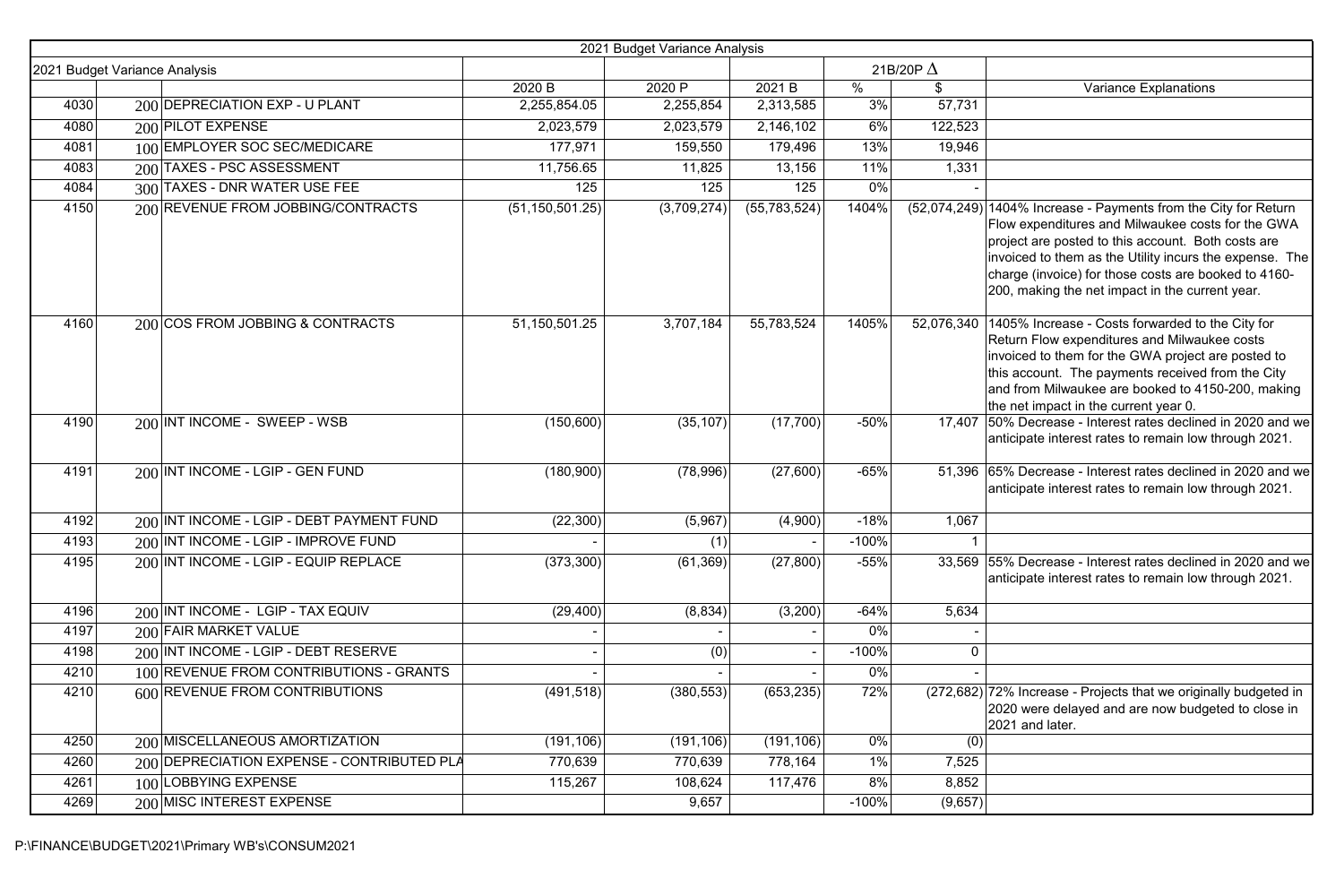| 2021 Budget Variance Analysis | | | | | | | | |
|---|---|---|---|---|---|---|---|---|
| 2021 Budget Variance Analysis | | | | | | 21B/20P Δ | | |
| | | | 2020 B | 2020 P | 2021 B | % | $ | Variance Explanations |
| 4030 | 200 | DEPRECIATION EXP - U PLANT | 2,255,854.05 | 2,255,854 | 2,313,585 | 3% | 57,731 | |
| 4080 | 200 | PILOT EXPENSE | 2,023,579 | 2,023,579 | 2,146,102 | 6% | 122,523 | |
| 4081 | 100 | EMPLOYER SOC SEC/MEDICARE | 177,971 | 159,550 | 179,496 | 13% | 19,946 | |
| 4083 | 200 | TAXES - PSC ASSESSMENT | 11,756.65 | 11,825 | 13,156 | 11% | 1,331 | |
| 4084 | 300 | TAXES - DNR WATER USE FEE | 125 | 125 | 125 | 0% | - | |
| 4150 | 200 | REVENUE FROM JOBBING/CONTRACTS | (51,150,501.25) | (3,709,274) | (55,783,524) | 1404% | (52,074,249) | 1404% Increase - Payments from the City for Return Flow expenditures and Milwaukee costs for the GWA project are posted to this account. Both costs are invoiced to them as the Utility incurs the expense. The charge (invoice) for those costs are booked to 4160-200, making the net impact in the current year. |
| 4160 | 200 | COS FROM JOBBING & CONTRACTS | 51,150,501.25 | 3,707,184 | 55,783,524 | 1405% | 52,076,340 | 1405% Increase - Costs forwarded to the City for Return Flow expenditures and Milwaukee costs invoiced to them for the GWA project are posted to this account. The payments received from the City and from Milwaukee are booked to 4150-200, making the net impact in the current year 0. |
| 4190 | 200 | INT INCOME - SWEEP - WSB | (150,600) | (35,107) | (17,700) | -50% | 17,407 | 50% Decrease - Interest rates declined in 2020 and we anticipate interest rates to remain low through 2021. |
| 4191 | 200 | INT INCOME - LGIP - GEN FUND | (180,900) | (78,996) | (27,600) | -65% | 51,396 | 65% Decrease - Interest rates declined in 2020 and we anticipate interest rates to remain low through 2021. |
| 4192 | 200 | INT INCOME - LGIP - DEBT PAYMENT FUND | (22,300) | (5,967) | (4,900) | -18% | 1,067 | |
| 4193 | 200 | INT INCOME - LGIP - IMPROVE FUND | - | (1) | - | -100% | 1 | |
| 4195 | 200 | INT INCOME - LGIP - EQUIP REPLACE | (373,300) | (61,369) | (27,800) | -55% | 33,569 | 55% Decrease - Interest rates declined in 2020 and we anticipate interest rates to remain low through 2021. |
| 4196 | 200 | INT INCOME - LGIP - TAX EQUIV | (29,400) | (8,834) | (3,200) | -64% | 5,634 | |
| 4197 | 200 | FAIR MARKET VALUE | - | - | - | 0% | - | |
| 4198 | 200 | INT INCOME - LGIP - DEBT RESERVE | - | (0) | - | -100% | 0 | |
| 4210 | 100 | REVENUE FROM CONTRIBUTIONS - GRANTS | - | - | - | 0% | - | |
| 4210 | 600 | REVENUE FROM CONTRIBUTIONS | (491,518) | (380,553) | (653,235) | 72% | (272,682) | 72% Increase - Projects that we originally budgeted in 2020 were delayed and are now budgeted to close in 2021 and later. |
| 4250 | 200 | MISCELLANEOUS AMORTIZATION | (191,106) | (191,106) | (191,106) | 0% | (0) | |
| 4260 | 200 | DEPRECIATION EXPENSE - CONTRIBUTED PLA | 770,639 | 770,639 | 778,164 | 1% | 7,525 | |
| 4261 | 100 | LOBBYING EXPENSE | 115,267 | 108,624 | 117,476 | 8% | 8,852 | |
| 4269 | 200 | MISC INTEREST EXPENSE | | 9,657 | | -100% | (9,657) | |

P:\FINANCE\BUDGET\2021\Primary WB's\CONSUM2021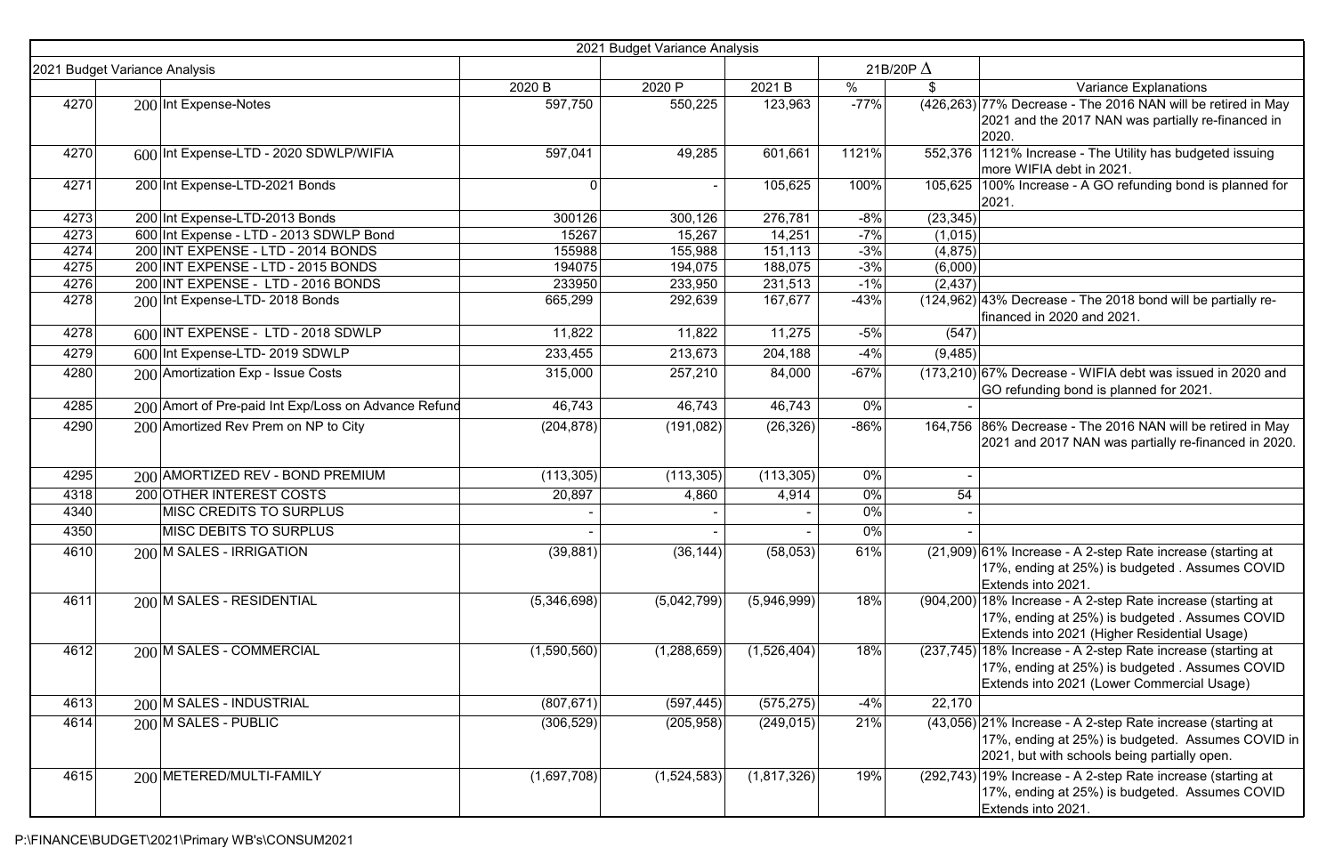| | | | | | | | | | |
|---|---|---|---|---|---|---|---|---|---|
| 2021 Budget Variance Analysis | | | | | | | | | |
| 2021 Budget Variance Analysis | | | | | | | 21B/20P Δ | | |
| | | | 2020 B | 2020 P | 2021 B | % | $ | Variance Explanations |
| 4270 | 200 | Int Expense-Notes | 597,750 | 550,225 | 123,963 | -77% | (426,263) | 77% Decrease - The 2016 NAN will be retired in May 2021 and the 2017 NAN was partially re-financed in 2020. |
| 4270 | 600 | Int Expense-LTD - 2020 SDWLP/WIFIA | 597,041 | 49,285 | 601,661 | 1121% | 552,376 | 1121% Increase - The Utility has budgeted issuing more WIFIA debt in 2021. |
| 4271 | 200 | Int Expense-LTD-2021 Bonds | 0 | - | 105,625 | 100% | 105,625 | 100% Increase - A GO refunding bond is planned for 2021. |
| 4273 | 200 | Int Expense-LTD-2013 Bonds | 300126 | 300,126 | 276,781 | -8% | (23,345) | |
| 4273 | 600 | Int Expense - LTD - 2013 SDWLP Bond | 15267 | 15,267 | 14,251 | -7% | (1,015) | |
| 4274 | 200 | INT EXPENSE - LTD - 2014 BONDS | 155988 | 155,988 | 151,113 | -3% | (4,875) | |
| 4275 | 200 | INT EXPENSE - LTD - 2015 BONDS | 194075 | 194,075 | 188,075 | -3% | (6,000) | |
| 4276 | 200 | INT EXPENSE - LTD - 2016 BONDS | 233950 | 233,950 | 231,513 | -1% | (2,437) | |
| 4278 | 200 | Int Expense-LTD- 2018 Bonds | 665,299 | 292,639 | 167,677 | -43% | (124,962) | 43% Decrease - The 2018 bond will be partially re-financed in 2020 and 2021. |
| 4278 | 600 | INT EXPENSE - LTD - 2018 SDWLP | 11,822 | 11,822 | 11,275 | -5% | (547) | |
| 4279 | 600 | Int Expense-LTD- 2019 SDWLP | 233,455 | 213,673 | 204,188 | -4% | (9,485) | |
| 4280 | 200 | Amortization Exp - Issue Costs | 315,000 | 257,210 | 84,000 | -67% | (173,210) | 67% Decrease - WIFIA debt was issued in 2020 and GO refunding bond is planned for 2021. |
| 4285 | 200 | Amort of Pre-paid Int Exp/Loss on Advance Refund | 46,743 | 46,743 | 46,743 | 0% | - | |
| 4290 | 200 | Amortized Rev Prem on NP to City | (204,878) | (191,082) | (26,326) | -86% | 164,756 | 86% Decrease - The 2016 NAN will be retired in May 2021 and 2017 NAN was partially re-financed in 2020. |
| 4295 | 200 | AMORTIZED REV - BOND PREMIUM | (113,305) | (113,305) | (113,305) | 0% | - | |
| 4318 | 200 | OTHER INTEREST COSTS | 20,897 | 4,860 | 4,914 | 0% | 54 | |
| 4340 | | MISC CREDITS TO SURPLUS | - | - | - | 0% | - | |
| 4350 | | MISC DEBITS TO SURPLUS | - | - | - | 0% | - | |
| 4610 | 200 | M SALES - IRRIGATION | (39,881) | (36,144) | (58,053) | 61% | (21,909) | 61% Increase - A 2-step Rate increase (starting at 17%, ending at 25%) is budgeted . Assumes COVID Extends into 2021. |
| 4611 | 200 | M SALES - RESIDENTIAL | (5,346,698) | (5,042,799) | (5,946,999) | 18% | (904,200) | 18% Increase - A 2-step Rate increase (starting at 17%, ending at 25%) is budgeted . Assumes COVID Extends into 2021 (Higher Residential Usage) |
| 4612 | 200 | M SALES - COMMERCIAL | (1,590,560) | (1,288,659) | (1,526,404) | 18% | (237,745) | 18% Increase - A 2-step Rate increase (starting at 17%, ending at 25%) is budgeted . Assumes COVID Extends into 2021 (Lower Commercial Usage) |
| 4613 | 200 | M SALES - INDUSTRIAL | (807,671) | (597,445) | (575,275) | -4% | 22,170 | |
| 4614 | 200 | M SALES - PUBLIC | (306,529) | (205,958) | (249,015) | 21% | (43,056) | 21% Increase - A 2-step Rate increase (starting at 17%, ending at 25%) is budgeted. Assumes COVID in 2021, but with schools being partially open. |
| 4615 | 200 | METERED/MULTI-FAMILY | (1,697,708) | (1,524,583) | (1,817,326) | 19% | (292,743) | 19% Increase - A 2-step Rate increase (starting at 17%, ending at 25%) is budgeted. Assumes COVID Extends into 2021. |

P:\FINANCE\BUDGET\2021\Primary WB's\CONSUM2021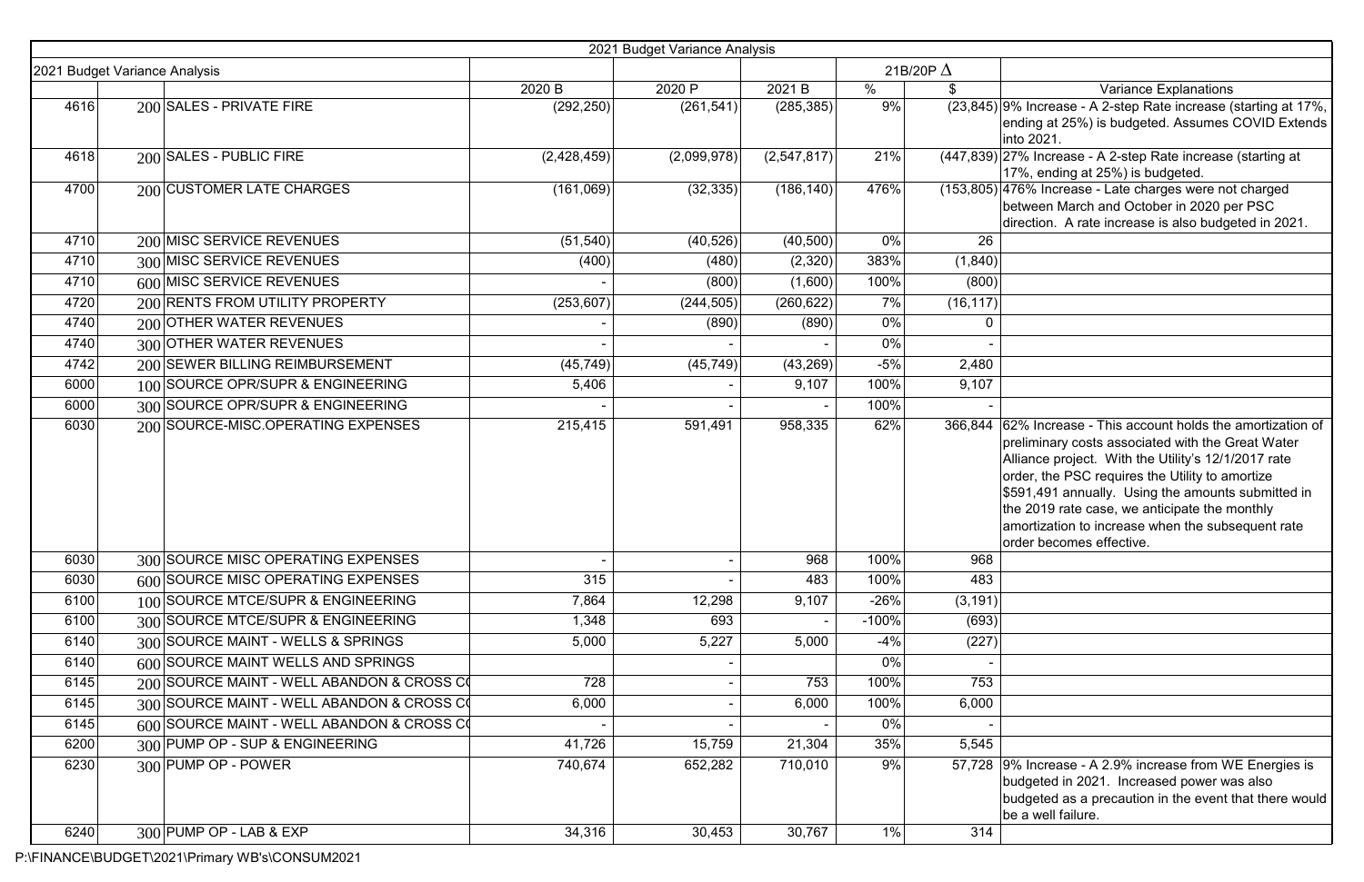# 2021 Budget Variance Analysis

| 2021 Budget Variance Analysis | | | 2020 B | 2020 P | 2021 B | 21B/20P Δ | | Variance Explanations |
|---|---|---|---|---|---|---|---|---|
| | | | | | | % | $ | |
| 4616 | 200 | SALES - PRIVATE FIRE | (292,250) | (261,541) | (285,385) | 9% | (23,845) | 9% Increase - A 2-step Rate increase (starting at 17%, ending at 25%) is budgeted. Assumes COVID Extends into 2021. |
| 4618 | 200 | SALES - PUBLIC FIRE | (2,428,459) | (2,099,978) | (2,547,817) | 21% | (447,839) | 27% Increase - A 2-step Rate increase (starting at 17%, ending at 25%) is budgeted. |
| 4700 | 200 | CUSTOMER LATE CHARGES | (161,069) | (32,335) | (186,140) | 476% | (153,805) | 476% Increase - Late charges were not charged between March and October in 2020 per PSC direction. A rate increase is also budgeted in 2021. |
| 4710 | 200 | MISC SERVICE REVENUES | (51,540) | (40,526) | (40,500) | 0% | 26 | |
| 4710 | 300 | MISC SERVICE REVENUES | (400) | (480) | (2,320) | 383% | (1,840) | |
| 4710 | 600 | MISC SERVICE REVENUES | - | (800) | (1,600) | 100% | (800) | |
| 4720 | 200 | RENTS FROM UTILITY PROPERTY | (253,607) | (244,505) | (260,622) | 7% | (16,117) | |
| 4740 | 200 | OTHER WATER REVENUES | - | (890) | (890) | 0% | 0 | |
| 4740 | 300 | OTHER WATER REVENUES | - | - | - | 0% | - | |
| 4742 | 200 | SEWER BILLING REIMBURSEMENT | (45,749) | (45,749) | (43,269) | -5% | 2,480 | |
| 6000 | 100 | SOURCE OPR/SUPR & ENGINEERING | 5,406 | - | 9,107 | 100% | 9,107 | |
| 6000 | 300 | SOURCE OPR/SUPR & ENGINEERING | - | - | - | 100% | - | |
| 6030 | 200 | SOURCE-MISC.OPERATING EXPENSES | 215,415 | 591,491 | 958,335 | 62% | 366,844 | 62% Increase - This account holds the amortization of preliminary costs associated with the Great Water Alliance project. With the Utility's 12/1/2017 rate order, the PSC requires the Utility to amortize $591,491 annually. Using the amounts submitted in the 2019 rate case, we anticipate the monthly amortization to increase when the subsequent rate order becomes effective. |
| 6030 | 300 | SOURCE MISC OPERATING EXPENSES | - | - | 968 | 100% | 968 | |
| 6030 | 600 | SOURCE MISC OPERATING EXPENSES | 315 | - | 483 | 100% | 483 | |
| 6100 | 100 | SOURCE MTCE/SUPR & ENGINEERING | 7,864 | 12,298 | 9,107 | -26% | (3,191) | |
| 6100 | 300 | SOURCE MTCE/SUPR & ENGINEERING | 1,348 | 693 | - | -100% | (693) | |
| 6140 | 300 | SOURCE MAINT - WELLS & SPRINGS | 5,000 | 5,227 | 5,000 | -4% | (227) | |
| 6140 | 600 | SOURCE MAINT WELLS AND SPRINGS | | - | | 0% | - | |
| 6145 | 200 | SOURCE MAINT - WELL ABANDON & CROSS C | 728 | - | 753 | 100% | 753 | |
| 6145 | 300 | SOURCE MAINT - WELL ABANDON & CROSS C | 6,000 | - | 6,000 | 100% | 6,000 | |
| 6145 | 600 | SOURCE MAINT - WELL ABANDON & CROSS C | - | - | - | 0% | - | |
| 6200 | 300 | PUMP OP - SUP & ENGINEERING | 41,726 | 15,759 | 21,304 | 35% | 5,545 | |
| 6230 | 300 | PUMP OP - POWER | 740,674 | 652,282 | 710,010 | 9% | 57,728 | 9% Increase - A 2.9% increase from WE Energies is budgeted in 2021. Increased power was also budgeted as a precaution in the event that there would be a well failure. |
| 6240 | 300 | PUMP OP - LAB & EXP | 34,316 | 30,453 | 30,767 | 1% | 314 | |

P:\FINANCE\BUDGET\2021\Primary WB's\CONSUM2021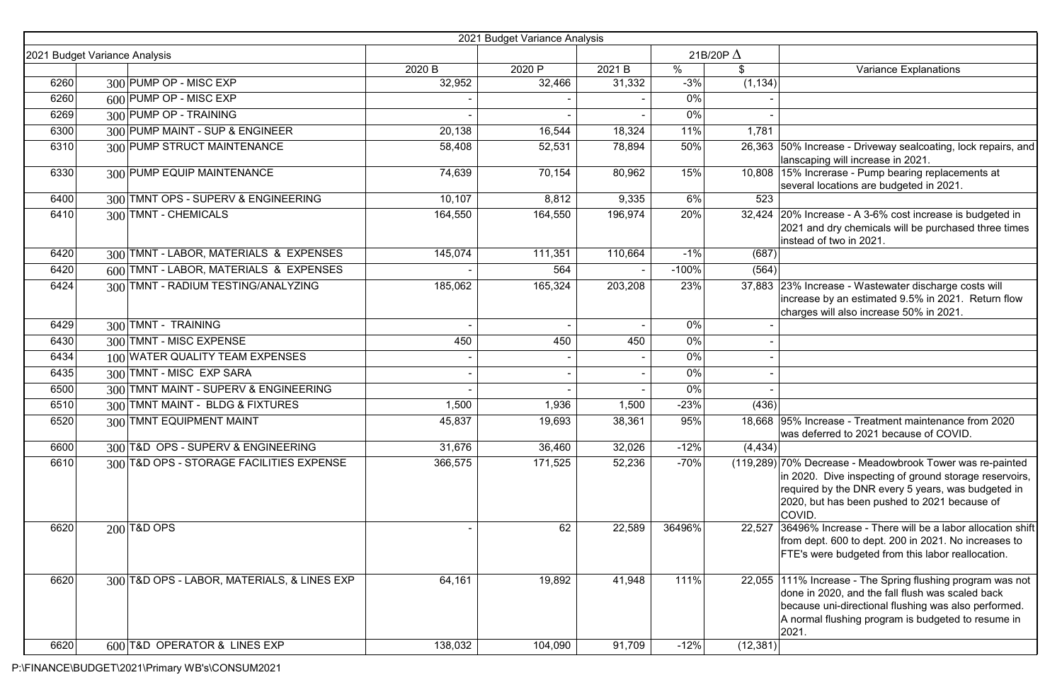| 2021 Budget Variance Analysis | | | | | | | | |
|---|---|---|---|---|---|---|---|---|
| 2021 Budget Variance Analysis | | | | | | 21B/20P Δ | | |
| | | | 2020 B | 2020 P | 2021 B | % | $ | Variance Explanations |
| 6260 | 300 | PUMP OP - MISC EXP | 32,952 | 32,466 | 31,332 | -3% | (1,134) | |
| 6260 | 600 | PUMP OP - MISC EXP | - | - | - | 0% | - | |
| 6269 | 300 | PUMP OP - TRAINING | - | - | - | 0% | - | |
| 6300 | 300 | PUMP MAINT - SUP & ENGINEER | 20,138 | 16,544 | 18,324 | 11% | 1,781 | |
| 6310 | 300 | PUMP STRUCT MAINTENANCE | 58,408 | 52,531 | 78,894 | 50% | 26,363 | 50% Increase - Driveway sealcoating, lock repairs, and lanscaping will increase in 2021. |
| 6330 | 300 | PUMP EQUIP MAINTENANCE | 74,639 | 70,154 | 80,962 | 15% | 10,808 | 15% Increrase - Pump bearing replacements at several locations are budgeted in 2021. |
| 6400 | 300 | TMNT OPS - SUPERV & ENGINEERING | 10,107 | 8,812 | 9,335 | 6% | 523 | |
| 6410 | 300 | TMNT - CHEMICALS | 164,550 | 164,550 | 196,974 | 20% | 32,424 | 20% Increase - A 3-6% cost increase is budgeted in 2021 and dry chemicals will be purchased three times instead of two in 2021. |
| 6420 | 300 | TMNT - LABOR, MATERIALS & EXPENSES | 145,074 | 111,351 | 110,664 | -1% | (687) | |
| 6420 | 600 | TMNT - LABOR, MATERIALS & EXPENSES | - | 564 | - | -100% | (564) | |
| 6424 | 300 | TMNT - RADIUM TESTING/ANALYZING | 185,062 | 165,324 | 203,208 | 23% | 37,883 | 23% Increase - Wastewater discharge costs will increase by an estimated 9.5% in 2021. Return flow charges will also increase 50% in 2021. |
| 6429 | 300 | TMNT - TRAINING | - | - | - | 0% | - | |
| 6430 | 300 | TMNT - MISC EXPENSE | 450 | 450 | 450 | 0% | - | |
| 6434 | 100 | WATER QUALITY TEAM EXPENSES | - | - | - | 0% | - | |
| 6435 | 300 | TMNT - MISC EXP SARA | - | - | - | 0% | - | |
| 6500 | 300 | TMNT MAINT - SUPERV & ENGINEERING | - | - | - | 0% | - | |
| 6510 | 300 | TMNT MAINT - BLDG & FIXTURES | 1,500 | 1,936 | 1,500 | -23% | (436) | |
| 6520 | 300 | TMNT EQUIPMENT MAINT | 45,837 | 19,693 | 38,361 | 95% | 18,668 | 95% Increase - Treatment maintenance from 2020 was deferred to 2021 because of COVID. |
| 6600 | 300 | T&D OPS - SUPERV & ENGINEERING | 31,676 | 36,460 | 32,026 | -12% | (4,434) | |
| 6610 | 300 | T&D OPS - STORAGE FACILITIES EXPENSE | 366,575 | 171,525 | 52,236 | -70% | (119,289) | 70% Decrease - Meadowbrook Tower was re-painted in 2020. Dive inspecting of ground storage reservoirs, required by the DNR every 5 years, was budgeted in 2020, but has been pushed to 2021 because of COVID. |
| 6620 | 200 | T&D OPS | - | 62 | 22,589 | 36496% | 22,527 | 36496% Increase - There will be a labor allocation shift from dept. 600 to dept. 200 in 2021. No increases to FTE's were budgeted from this labor reallocation. |
| 6620 | 300 | T&D OPS - LABOR, MATERIALS, & LINES EXP | 64,161 | 19,892 | 41,948 | 111% | 22,055 | 111% Increase - The Spring flushing program was not done in 2020, and the fall flush was scaled back because uni-directional flushing was also performed. A normal flushing program is budgeted to resume in 2021. |
| 6620 | 600 | T&D OPERATOR & LINES EXP | 138,032 | 104,090 | 91,709 | -12% | (12,381) | |

P:\FINANCE\BUDGET\2021\Primary WB's\CONSUM2021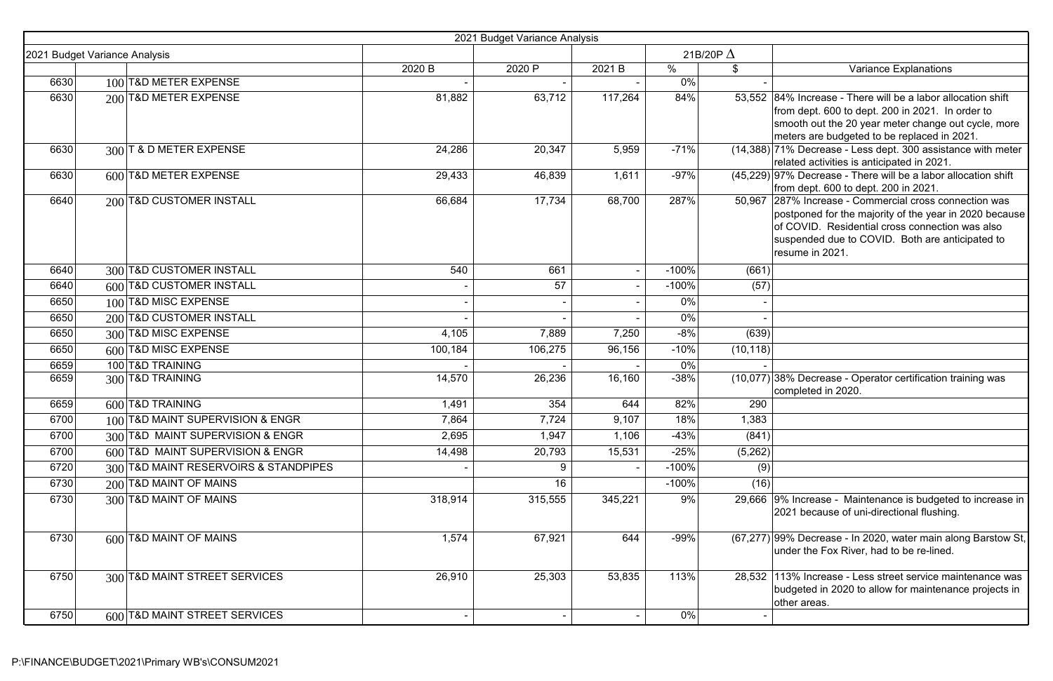| 2021 Budget Variance Analysis | | | | | | | | |
|---|---|---|---|---|---|---|---|---|
| 2021 Budget Variance Analysis | | | | | | 21B/20P Δ | | |
| | | | 2020 B | 2020 P | 2021 B | % | $ | Variance Explanations |
| 6630 | 100 | T&D METER EXPENSE | - | - | - | 0% | - | |
| 6630 | 200 | T&D METER EXPENSE | 81,882 | 63,712 | 117,264 | 84% | 53,552 | 84% Increase - There will be a labor allocation shift from dept. 600 to dept. 200 in 2021. In order to smooth out the 20 year meter change out cycle, more meters are budgeted to be replaced in 2021. |
| 6630 | 300 | T & D METER EXPENSE | 24,286 | 20,347 | 5,959 | -71% | (14,388) | 71% Decrease - Less dept. 300 assistance with meter related activities is anticipated in 2021. |
| 6630 | 600 | T&D METER EXPENSE | 29,433 | 46,839 | 1,611 | -97% | (45,229) | 97% Decrease - There will be a labor allocation shift from dept. 600 to dept. 200 in 2021. |
| 6640 | 200 | T&D CUSTOMER INSTALL | 66,684 | 17,734 | 68,700 | 287% | 50,967 | 287% Increase - Commercial cross connection was postponed for the majority of the year in 2020 because of COVID. Residential cross connection was also suspended due to COVID. Both are anticipated to resume in 2021. |
| 6640 | 300 | T&D CUSTOMER INSTALL | 540 | 661 | - | -100% | (661) | |
| 6640 | 600 | T&D CUSTOMER INSTALL | - | 57 | - | -100% | (57) | |
| 6650 | 100 | T&D MISC EXPENSE | - | - | - | 0% | - | |
| 6650 | 200 | T&D CUSTOMER INSTALL | - | - | - | 0% | - | |
| 6650 | 300 | T&D MISC EXPENSE | 4,105 | 7,889 | 7,250 | -8% | (639) | |
| 6650 | 600 | T&D MISC EXPENSE | 100,184 | 106,275 | 96,156 | -10% | (10,118) | |
| 6659 | 100 | T&D TRAINING | - | - | - | 0% | - | |
| 6659 | 300 | T&D TRAINING | 14,570 | 26,236 | 16,160 | -38% | (10,077) | 38% Decrease - Operator certification training was completed in 2020. |
| 6659 | 600 | T&D TRAINING | 1,491 | 354 | 644 | 82% | 290 | |
| 6700 | 100 | T&D MAINT SUPERVISION & ENGR | 7,864 | 7,724 | 9,107 | 18% | 1,383 | |
| 6700 | 300 | T&D MAINT SUPERVISION & ENGR | 2,695 | 1,947 | 1,106 | -43% | (841) | |
| 6700 | 600 | T&D MAINT SUPERVISION & ENGR | 14,498 | 20,793 | 15,531 | -25% | (5,262) | |
| 6720 | 300 | T&D MAINT RESERVOIRS & STANDPIPES | - | 9 | - | -100% | (9) | |
| 6730 | 200 | T&D MAINT OF MAINS | | 16 | | -100% | (16) | |
| 6730 | 300 | T&D MAINT OF MAINS | 318,914 | 315,555 | 345,221 | 9% | 29,666 | 9% Increase - Maintenance is budgeted to increase in 2021 because of uni-directional flushing. |
| 6730 | 600 | T&D MAINT OF MAINS | 1,574 | 67,921 | 644 | -99% | (67,277) | 99% Decrease - In 2020, water main along Barstow St, under the Fox River, had to be re-lined. |
| 6750 | 300 | T&D MAINT STREET SERVICES | 26,910 | 25,303 | 53,835 | 113% | 28,532 | 113% Increase - Less street service maintenance was budgeted in 2020 to allow for maintenance projects in other areas. |
| 6750 | 600 | T&D MAINT STREET SERVICES | - | - | - | 0% | - | |

P:\FINANCE\BUDGET\2021\Primary WB's\CONSUM2021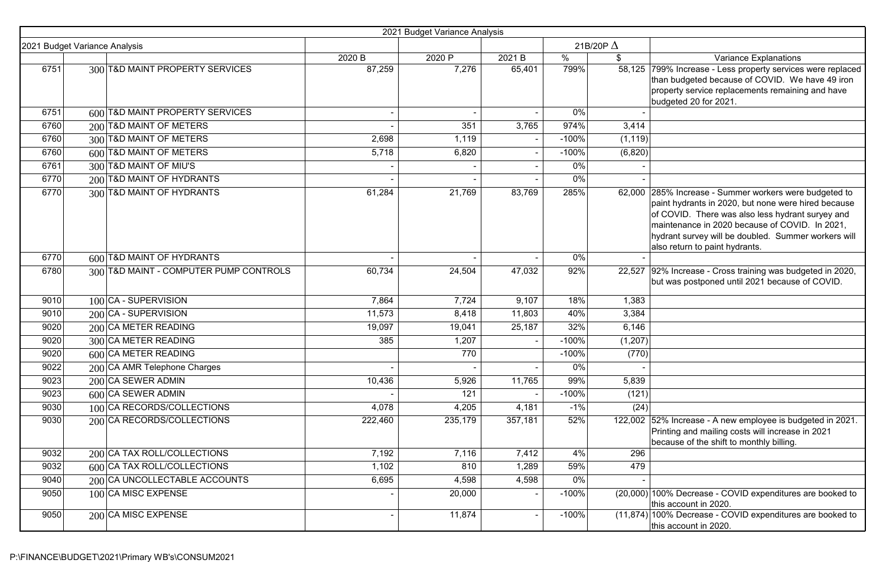# 2021 Budget Variance Analysis

| 2021 Budget Variance Analysis | | | | | | 21B/20P Δ | | |
|---|---|---|---|---|---|---|---|---|
| | | | 2020 B | 2020 P | 2021 B | % | $ | Variance Explanations |
| 6751 | 300 | T&D MAINT PROPERTY SERVICES | 87,259 | 7,276 | 65,401 | 799% | 58,125 | 799% Increase - Less property services were replaced than budgeted because of COVID. We have 49 iron property service replacements remaining and have budgeted 20 for 2021. |
| 6751 | 600 | T&D MAINT PROPERTY SERVICES | - | - | - | 0% | - | |
| 6760 | 200 | T&D MAINT OF METERS | - | 351 | 3,765 | 974% | 3,414 | |
| 6760 | 300 | T&D MAINT OF METERS | 2,698 | 1,119 | - | -100% | (1,119) | |
| 6760 | 600 | T&D MAINT OF METERS | 5,718 | 6,820 | - | -100% | (6,820) | |
| 6761 | 300 | T&D MAINT OF MIU'S | - | - | - | 0% | - | |
| 6770 | 200 | T&D MAINT OF HYDRANTS | - | - | - | 0% | - | |
| 6770 | 300 | T&D MAINT OF HYDRANTS | 61,284 | 21,769 | 83,769 | 285% | 62,000 | 285% Increase - Summer workers were budgeted to paint hydrants in 2020, but none were hired because of COVID. There was also less hydrant suryey and maintenance in 2020 because of COVID. In 2021, hydrant survey will be doubled. Summer workers will also return to paint hydrants. |
| 6770 | 600 | T&D MAINT OF HYDRANTS | - | - | - | 0% | - | |
| 6780 | 300 | T&D MAINT - COMPUTER PUMP CONTROLS | 60,734 | 24,504 | 47,032 | 92% | 22,527 | 92% Increase - Cross training was budgeted in 2020, but was postponed until 2021 because of COVID. |
| 9010 | 100 | CA - SUPERVISION | 7,864 | 7,724 | 9,107 | 18% | 1,383 | |
| 9010 | 200 | CA - SUPERVISION | 11,573 | 8,418 | 11,803 | 40% | 3,384 | |
| 9020 | 200 | CA METER READING | 19,097 | 19,041 | 25,187 | 32% | 6,146 | |
| 9020 | 300 | CA METER READING | 385 | 1,207 | - | -100% | (1,207) | |
| 9020 | 600 | CA METER READING | | 770 | | -100% | (770) | |
| 9022 | 200 | CA AMR Telephone Charges | - | - | - | 0% | - | |
| 9023 | 200 | CA SEWER ADMIN | 10,436 | 5,926 | 11,765 | 99% | 5,839 | |
| 9023 | 600 | CA SEWER ADMIN | - | 121 | - | -100% | (121) | |
| 9030 | 100 | CA RECORDS/COLLECTIONS | 4,078 | 4,205 | 4,181 | -1% | (24) | |
| 9030 | 200 | CA RECORDS/COLLECTIONS | 222,460 | 235,179 | 357,181 | 52% | 122,002 | 52% Increase - A new employee is budgeted in 2021. Printing and mailing costs will increase in 2021 because of the shift to monthly billing. |
| 9032 | 200 | CA TAX ROLL/COLLECTIONS | 7,192 | 7,116 | 7,412 | 4% | 296 | |
| 9032 | 600 | CA TAX ROLL/COLLECTIONS | 1,102 | 810 | 1,289 | 59% | 479 | |
| 9040 | 200 | CA UNCOLLECTABLE ACCOUNTS | 6,695 | 4,598 | 4,598 | 0% | - | |
| 9050 | 100 | CA MISC EXPENSE | - | 20,000 | - | -100% | (20,000) | 100% Decrease - COVID expenditures are booked to this account in 2020. |
| 9050 | 200 | CA MISC EXPENSE | - | 11,874 | - | -100% | (11,874) | 100% Decrease - COVID expenditures are booked to this account in 2020. |

P:\FINANCE\BUDGET\2021\Primary WB's\CONSUM2021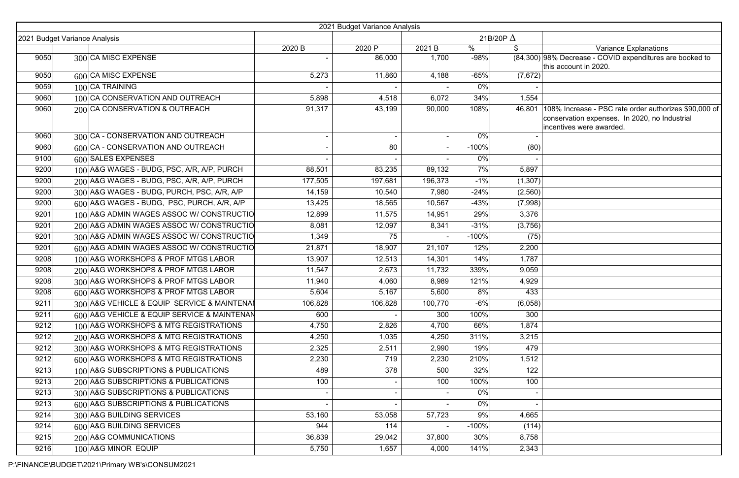| 2021 Budget Variance Analysis | | | | | | | | |
|---|---|---|---|---|---|---|---|---|
| 2021 Budget Variance Analysis | | | | | | 21B/20P Δ | | |
| | | | 2020 B | 2020 P | 2021 B | % | $ | Variance Explanations |
| 9050 | 300 | CA MISC EXPENSE | - | 86,000 | 1,700 | -98% | (84,300) | 98% Decrease - COVID expenditures are booked to this account in 2020. |
| 9050 | 600 | CA MISC EXPENSE | 5,273 | 11,860 | 4,188 | -65% | (7,672) | |
| 9059 | 100 | CA TRAINING | - | - | - | 0% | - | |
| 9060 | 100 | CA CONSERVATION AND OUTREACH | 5,898 | 4,518 | 6,072 | 34% | 1,554 | |
| 9060 | 200 | CA CONSERVATION & OUTREACH | 91,317 | 43,199 | 90,000 | 108% | 46,801 | 108% Increase - PSC rate order authorizes $90,000 of conservation expenses. In 2020, no Industrial incentives were awarded. |
| 9060 | 300 | CA - CONSERVATION AND OUTREACH | - | - | - | 0% | - | |
| 9060 | 600 | CA - CONSERVATION AND OUTREACH | - | 80 | - | -100% | (80) | |
| 9100 | 600 | SALES EXPENSES | - | - | - | 0% | - | |
| 9200 | 100 | A&G WAGES - BUDG, PSC, A/R, A/P, PURCH | 88,501 | 83,235 | 89,132 | 7% | 5,897 | |
| 9200 | 200 | A&G WAGES - BUDG, PSC, A/R, A/P, PURCH | 177,505 | 197,681 | 196,373 | -1% | (1,307) | |
| 9200 | 300 | A&G WAGES - BUDG, PURCH, PSC, A/R, A/P | 14,159 | 10,540 | 7,980 | -24% | (2,560) | |
| 9200 | 600 | A&G WAGES - BUDG, PSC, PURCH, A/R, A/P | 13,425 | 18,565 | 10,567 | -43% | (7,998) | |
| 9201 | 100 | A&G ADMIN WAGES ASSOC W/ CONSTRUCTIO | 12,899 | 11,575 | 14,951 | 29% | 3,376 | |
| 9201 | 200 | A&G ADMIN WAGES ASSOC W/ CONSTRUCTIO | 8,081 | 12,097 | 8,341 | -31% | (3,756) | |
| 9201 | 300 | A&G ADMIN WAGES ASSOC W/ CONSTRUCTIO | 1,349 | 75 | - | -100% | (75) | |
| 9201 | 600 | A&G ADMIN WAGES ASSOC W/ CONSTRUCTIO | 21,871 | 18,907 | 21,107 | 12% | 2,200 | |
| 9208 | 100 | A&G WORKSHOPS & PROF MTGS LABOR | 13,907 | 12,513 | 14,301 | 14% | 1,787 | |
| 9208 | 200 | A&G WORKSHOPS & PROF MTGS LABOR | 11,547 | 2,673 | 11,732 | 339% | 9,059 | |
| 9208 | 300 | A&G WORKSHOPS & PROF MTGS LABOR | 11,940 | 4,060 | 8,989 | 121% | 4,929 | |
| 9208 | 600 | A&G WORKSHOPS & PROF MTGS LABOR | 5,604 | 5,167 | 5,600 | 8% | 433 | |
| 9211 | 300 | A&G VEHICLE & EQUIP SERVICE & MAINTENAI | 106,828 | 106,828 | 100,770 | -6% | (6,058) | |
| 9211 | 600 | A&G VEHICLE & EQUIP SERVICE & MAINTENAN | 600 | - | 300 | 100% | 300 | |
| 9212 | 100 | A&G WORKSHOPS & MTG REGISTRATIONS | 4,750 | 2,826 | 4,700 | 66% | 1,874 | |
| 9212 | 200 | A&G WORKSHOPS & MTG REGISTRATIONS | 4,250 | 1,035 | 4,250 | 311% | 3,215 | |
| 9212 | 300 | A&G WORKSHOPS & MTG REGISTRATIONS | 2,325 | 2,511 | 2,990 | 19% | 479 | |
| 9212 | 600 | A&G WORKSHOPS & MTG REGISTRATIONS | 2,230 | 719 | 2,230 | 210% | 1,512 | |
| 9213 | 100 | A&G SUBSCRIPTIONS & PUBLICATIONS | 489 | 378 | 500 | 32% | 122 | |
| 9213 | 200 | A&G SUBSCRIPTIONS & PUBLICATIONS | 100 | - | 100 | 100% | 100 | |
| 9213 | 300 | A&G SUBSCRIPTIONS & PUBLICATIONS | - | - | - | 0% | - | |
| 9213 | 600 | A&G SUBSCRIPTIONS & PUBLICATIONS | - | - | - | 0% | - | |
| 9214 | 300 | A&G BUILDING SERVICES | 53,160 | 53,058 | 57,723 | 9% | 4,665 | |
| 9214 | 600 | A&G BUILDING SERVICES | 944 | 114 | - | -100% | (114) | |
| 9215 | 200 | A&G COMMUNICATIONS | 36,839 | 29,042 | 37,800 | 30% | 8,758 | |
| 9216 | 100 | A&G MINOR EQUIP | 5,750 | 1,657 | 4,000 | 141% | 2,343 | |

P:\FINANCE\BUDGET\2021\Primary WB's\CONSUM2021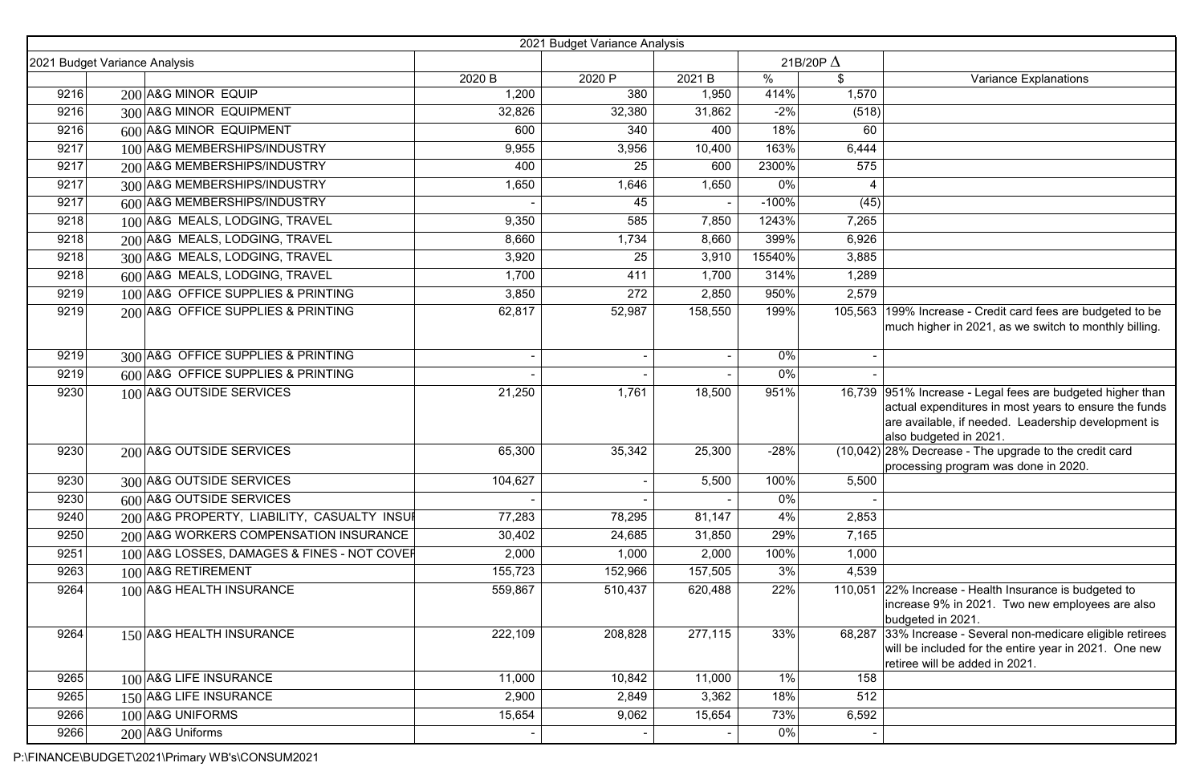| 2021 Budget Variance Analysis | | | | | | | | |
|---|---|---|---|---|---|---|---|---|
| 2021 Budget Variance Analysis | | | | | | 21B/20P Δ | | |
| | | | 2020 B | 2020 P | 2021 B | % | $ | Variance Explanations |
| 9216 | 200 | A&G MINOR EQUIP | 1,200 | 380 | 1,950 | 414% | 1,570 | |
| 9216 | 300 | A&G MINOR EQUIPMENT | 32,826 | 32,380 | 31,862 | -2% | (518) | |
| 9216 | 600 | A&G MINOR EQUIPMENT | 600 | 340 | 400 | 18% | 60 | |
| 9217 | 100 | A&G MEMBERSHIPS/INDUSTRY | 9,955 | 3,956 | 10,400 | 163% | 6,444 | |
| 9217 | 200 | A&G MEMBERSHIPS/INDUSTRY | 400 | 25 | 600 | 2300% | 575 | |
| 9217 | 300 | A&G MEMBERSHIPS/INDUSTRY | 1,650 | 1,646 | 1,650 | 0% | 4 | |
| 9217 | 600 | A&G MEMBERSHIPS/INDUSTRY | - | 45 | - | -100% | (45) | |
| 9218 | 100 | A&G MEALS, LODGING, TRAVEL | 9,350 | 585 | 7,850 | 1243% | 7,265 | |
| 9218 | 200 | A&G MEALS, LODGING, TRAVEL | 8,660 | 1,734 | 8,660 | 399% | 6,926 | |
| 9218 | 300 | A&G MEALS, LODGING, TRAVEL | 3,920 | 25 | 3,910 | 15540% | 3,885 | |
| 9218 | 600 | A&G MEALS, LODGING, TRAVEL | 1,700 | 411 | 1,700 | 314% | 1,289 | |
| 9219 | 100 | A&G OFFICE SUPPLIES & PRINTING | 3,850 | 272 | 2,850 | 950% | 2,579 | |
| 9219 | 200 | A&G OFFICE SUPPLIES & PRINTING | 62,817 | 52,987 | 158,550 | 199% | 105,563 | 199% Increase - Credit card fees are budgeted to be much higher in 2021, as we switch to monthly billing. |
| 9219 | 300 | A&G OFFICE SUPPLIES & PRINTING | - | - | - | 0% | - | |
| 9219 | 600 | A&G OFFICE SUPPLIES & PRINTING | - | - | - | 0% | - | |
| 9230 | 100 | A&G OUTSIDE SERVICES | 21,250 | 1,761 | 18,500 | 951% | 16,739 | 951% Increase - Legal fees are budgeted higher than actual expenditures in most years to ensure the funds are available, if needed. Leadership development is also budgeted in 2021. |
| 9230 | 200 | A&G OUTSIDE SERVICES | 65,300 | 35,342 | 25,300 | -28% | (10,042) | 28% Decrease - The upgrade to the credit card processing program was done in 2020. |
| 9230 | 300 | A&G OUTSIDE SERVICES | 104,627 | - | 5,500 | 100% | 5,500 | |
| 9230 | 600 | A&G OUTSIDE SERVICES | - | - | - | 0% | - | |
| 9240 | 200 | A&G PROPERTY, LIABILITY, CASUALTY INSUI | 77,283 | 78,295 | 81,147 | 4% | 2,853 | |
| 9250 | 200 | A&G WORKERS COMPENSATION INSURANCE | 30,402 | 24,685 | 31,850 | 29% | 7,165 | |
| 9251 | 100 | A&G LOSSES, DAMAGES & FINES - NOT COVEI | 2,000 | 1,000 | 2,000 | 100% | 1,000 | |
| 9263 | 100 | A&G RETIREMENT | 155,723 | 152,966 | 157,505 | 3% | 4,539 | |
| 9264 | 100 | A&G HEALTH INSURANCE | 559,867 | 510,437 | 620,488 | 22% | 110,051 | 22% Increase - Health Insurance is budgeted to increase 9% in 2021. Two new employees are also budgeted in 2021. |
| 9264 | 150 | A&G HEALTH INSURANCE | 222,109 | 208,828 | 277,115 | 33% | 68,287 | 33% Increase - Several non-medicare eligible retirees will be included for the entire year in 2021. One new retiree will be added in 2021. |
| 9265 | 100 | A&G LIFE INSURANCE | 11,000 | 10,842 | 11,000 | 1% | 158 | |
| 9265 | 150 | A&G LIFE INSURANCE | 2,900 | 2,849 | 3,362 | 18% | 512 | |
| 9266 | 100 | A&G UNIFORMS | 15,654 | 9,062 | 15,654 | 73% | 6,592 | |
| 9266 | 200 | A&G Uniforms | - | - | - | 0% | - | |

P:\FINANCE\BUDGET\2021\Primary WB's\CONSUM2021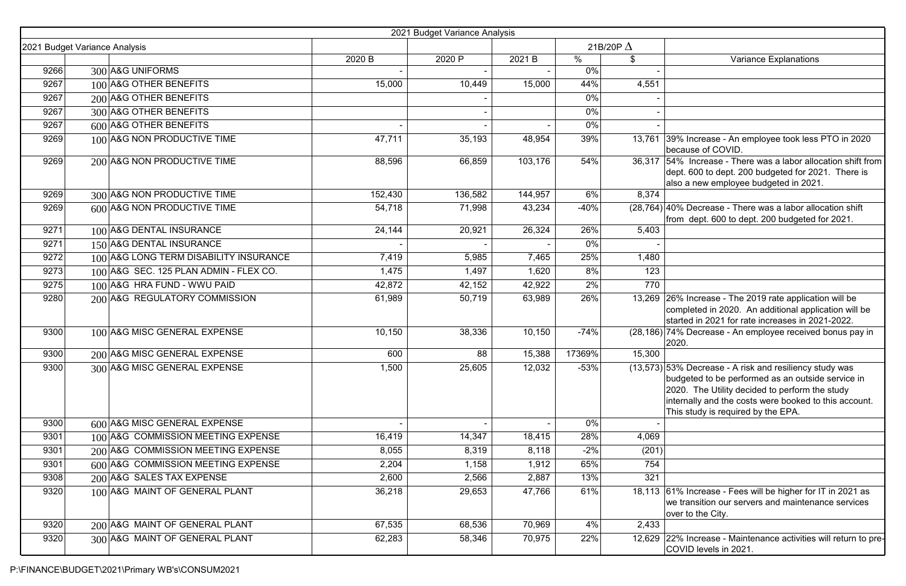| 2021 Budget Variance Analysis | | | | | | | | |
|---|---|---|---|---|---|---|---|---|
| 2021 Budget Variance Analysis | | | | | | 21B/20P $\Delta$ | | |
| | | | 2020 B | 2020 P | 2021 B | % | $ | Variance Explanations |
| 9266 | 300 | A&G UNIFORMS | - | - | - | 0% | - | |
| 9267 | 100 | A&G OTHER BENEFITS | 15,000 | 10,449 | 15,000 | 44% | 4,551 | |
| 9267 | 200 | A&G OTHER BENEFITS | | - | | 0% | - | |
| 9267 | 300 | A&G OTHER BENEFITS | | - | | 0% | - | |
| 9267 | 600 | A&G OTHER BENEFITS | - | - | - | 0% | - | |
| 9269 | 100 | A&G NON PRODUCTIVE TIME | 47,711 | 35,193 | 48,954 | 39% | 13,761 | 39% Increase - An employee took less PTO in 2020 because of COVID. |
| 9269 | 200 | A&G NON PRODUCTIVE TIME | 88,596 | 66,859 | 103,176 | 54% | 36,317 | 54% Increase - There was a labor allocation shift from dept. 600 to dept. 200 budgeted for 2021. There is also a new employee budgeted in 2021. |
| 9269 | 300 | A&G NON PRODUCTIVE TIME | 152,430 | 136,582 | 144,957 | 6% | 8,374 | |
| 9269 | 600 | A&G NON PRODUCTIVE TIME | 54,718 | 71,998 | 43,234 | -40% | (28,764) | 40% Decrease - There was a labor allocation shift from dept. 600 to dept. 200 budgeted for 2021. |
| 9271 | 100 | A&G DENTAL INSURANCE | 24,144 | 20,921 | 26,324 | 26% | 5,403 | |
| 9271 | 150 | A&G DENTAL INSURANCE | - | - | - | 0% | - | |
| 9272 | 100 | A&G LONG TERM DISABILITY INSURANCE | 7,419 | 5,985 | 7,465 | 25% | 1,480 | |
| 9273 | 100 | A&G SEC. 125 PLAN ADMIN - FLEX CO. | 1,475 | 1,497 | 1,620 | 8% | 123 | |
| 9275 | 100 | A&G HRA FUND - WWU PAID | 42,872 | 42,152 | 42,922 | 2% | 770 | |
| 9280 | 200 | A&G REGULATORY COMMISSION | 61,989 | 50,719 | 63,989 | 26% | 13,269 | 26% Increase - The 2019 rate application will be completed in 2020. An additional application will be started in 2021 for rate increases in 2021-2022. |
| 9300 | 100 | A&G MISC GENERAL EXPENSE | 10,150 | 38,336 | 10,150 | -74% | (28,186) | 74% Decrease - An employee received bonus pay in 2020. |
| 9300 | 200 | A&G MISC GENERAL EXPENSE | 600 | 88 | 15,388 | 17369% | 15,300 | |
| 9300 | 300 | A&G MISC GENERAL EXPENSE | 1,500 | 25,605 | 12,032 | -53% | (13,573) | 53% Decrease - A risk and resiliency study was budgeted to be performed as an outside service in 2020. The Utility decided to perform the study internally and the costs were booked to this account. This study is required by the EPA. |
| 9300 | 600 | A&G MISC GENERAL EXPENSE | - | - | - | 0% | - | |
| 9301 | 100 | A&G COMMISSION MEETING EXPENSE | 16,419 | 14,347 | 18,415 | 28% | 4,069 | |
| 9301 | 200 | A&G COMMISSION MEETING EXPENSE | 8,055 | 8,319 | 8,118 | -2% | (201) | |
| 9301 | 600 | A&G COMMISSION MEETING EXPENSE | 2,204 | 1,158 | 1,912 | 65% | 754 | |
| 9308 | 200 | A&G SALES TAX EXPENSE | 2,600 | 2,566 | 2,887 | 13% | 321 | |
| 9320 | 100 | A&G MAINT OF GENERAL PLANT | 36,218 | 29,653 | 47,766 | 61% | 18,113 | 61% Increase - Fees will be higher for IT in 2021 as we transition our servers and maintenance services over to the City. |
| 9320 | 200 | A&G MAINT OF GENERAL PLANT | 67,535 | 68,536 | 70,969 | 4% | 2,433 | |
| 9320 | 300 | A&G MAINT OF GENERAL PLANT | 62,283 | 58,346 | 70,975 | 22% | 12,629 | 22% Increase - Maintenance activities will return to pre-COVID levels in 2021. |

P:\FINANCE\BUDGET\2021\Primary WB's\CONSUM2021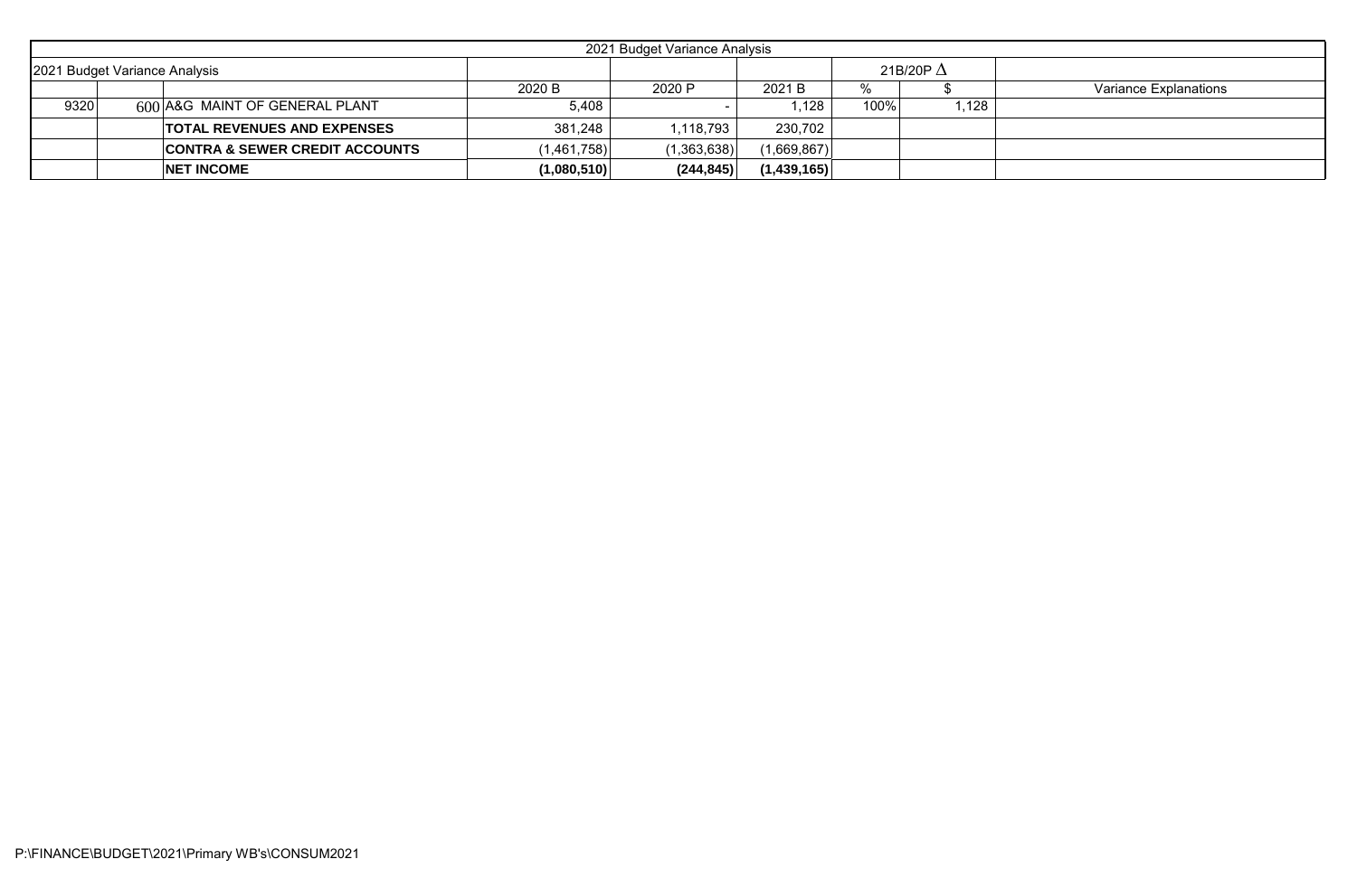| 2021 Budget Variance Analysis | | | | | | | | |
|---|---|---|---|---|---|---|---|---|
| 2021 Budget Variance Analysis | | | | | | 21B/20P Δ | | |
| | | | 2020 B | 2020 P | 2021 B | % | $ | Variance Explanations |
| 9320 | 600 | A&G MAINT OF GENERAL PLANT | 5,408 | - | 1,128 | 100% | 1,128 | |
| | | **TOTAL REVENUES AND EXPENSES** | 381,248 | 1,118,793 | 230,702 | | | |
| | | **CONTRA & SEWER CREDIT ACCOUNTS** | (1,461,758) | (1,363,638) | (1,669,867) | | | |
| | | **NET INCOME** | **(1,080,510)** | **(244,845)** | **(1,439,165)** | | | |

P:\FINANCE\BUDGET\2021\Primary WB's\CONSUM2021